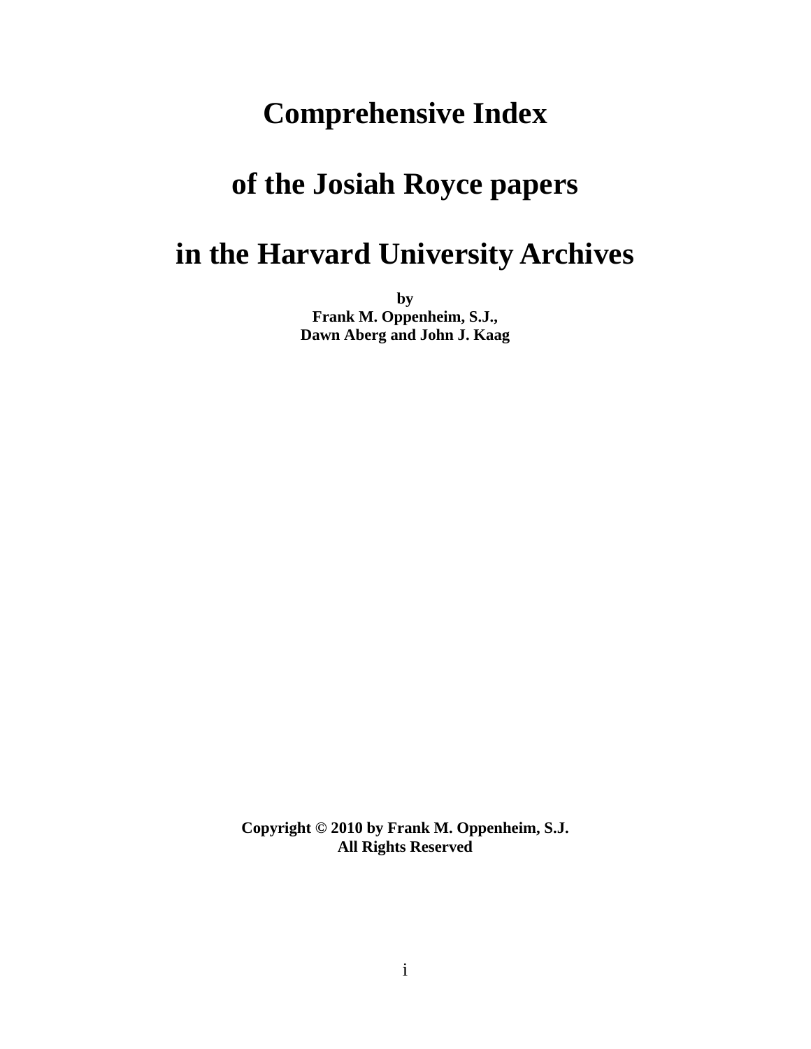# Comprehensive Index

# of the Josiah Royce papers

# in the Harvard University Archives

**by**
**Frank M. Oppenheim, S.J.,**
**Dawn Aberg and John J. Kaag**

**Copyright © 2010 by Frank M. Oppenheim, S.J.**
**All Rights Reserved**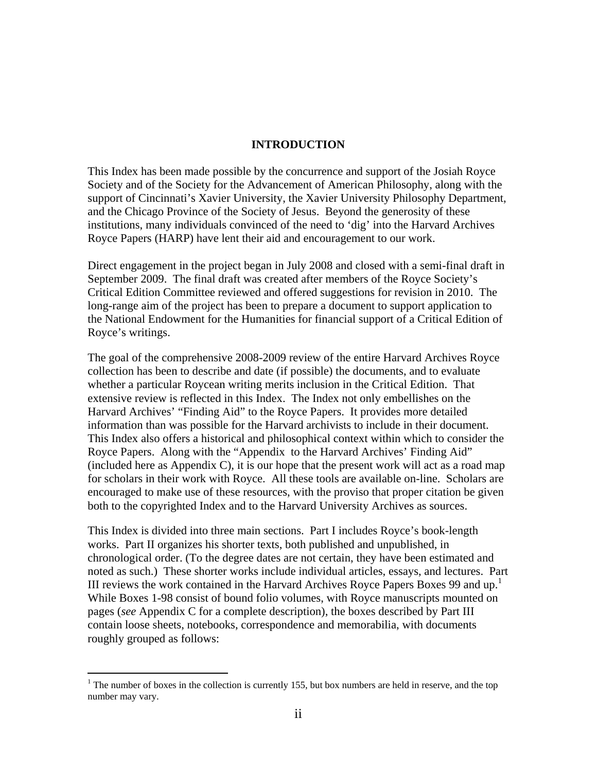# INTRODUCTION

This Index has been made possible by the concurrence and support of the Josiah Royce Society and of the Society for the Advancement of American Philosophy, along with the support of Cincinnati's Xavier University, the Xavier University Philosophy Department, and the Chicago Province of the Society of Jesus. Beyond the generosity of these institutions, many individuals convinced of the need to 'dig' into the Harvard Archives Royce Papers (HARP) have lent their aid and encouragement to our work.

Direct engagement in the project began in July 2008 and closed with a semi-final draft in September 2009. The final draft was created after members of the Royce Society's Critical Edition Committee reviewed and offered suggestions for revision in 2010. The long-range aim of the project has been to prepare a document to support application to the National Endowment for the Humanities for financial support of a Critical Edition of Royce's writings.

The goal of the comprehensive 2008-2009 review of the entire Harvard Archives Royce collection has been to describe and date (if possible) the documents, and to evaluate whether a particular Roycean writing merits inclusion in the Critical Edition. That extensive review is reflected in this Index. The Index not only embellishes on the Harvard Archives' "Finding Aid" to the Royce Papers. It provides more detailed information than was possible for the Harvard archivists to include in their document. This Index also offers a historical and philosophical context within which to consider the Royce Papers. Along with the "Appendix to the Harvard Archives' Finding Aid" (included here as Appendix C), it is our hope that the present work will act as a road map for scholars in their work with Royce. All these tools are available on-line. Scholars are encouraged to make use of these resources, with the proviso that proper citation be given both to the copyrighted Index and to the Harvard University Archives as sources.

This Index is divided into three main sections. Part I includes Royce's book-length works. Part II organizes his shorter texts, both published and unpublished, in chronological order. (To the degree dates are not certain, they have been estimated and noted as such.) These shorter works include individual articles, essays, and lectures. Part III reviews the work contained in the Harvard Archives Royce Papers Boxes 99 and up.[1] While Boxes 1-98 consist of bound folio volumes, with Royce manuscripts mounted on pages (*see* Appendix C for a complete description), the boxes described by Part III contain loose sheets, notebooks, correspondence and memorabilia, with documents roughly grouped as follows:

[1] The number of boxes in the collection is currently 155, but box numbers are held in reserve, and the top number may vary.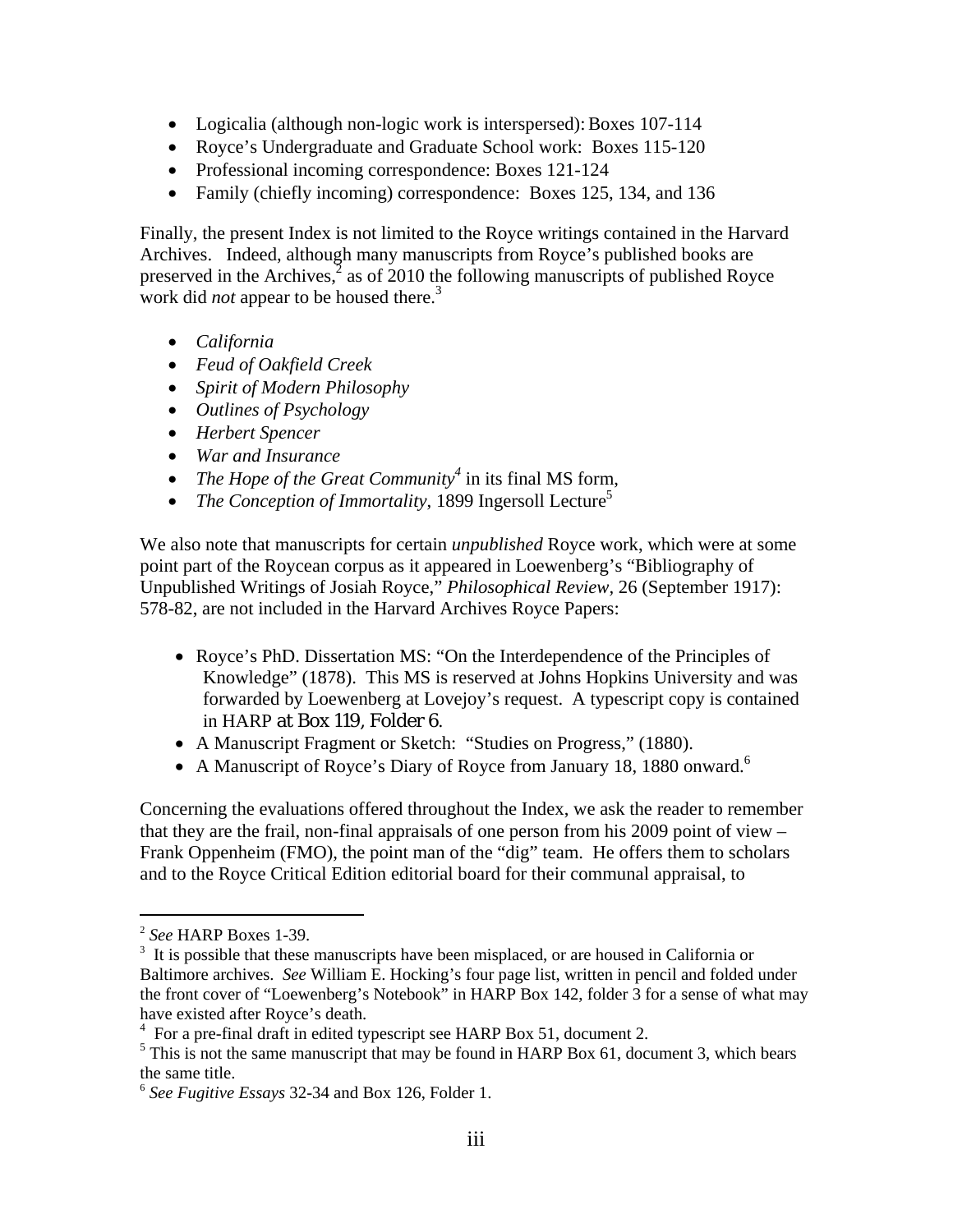- Logicalia (although non-logic work is interspersed): Boxes 107-114
- Royce's Undergraduate and Graduate School work: Boxes 115-120
- Professional incoming correspondence: Boxes 121-124
- Family (chiefly incoming) correspondence: Boxes 125, 134, and 136

Finally, the present Index is not limited to the Royce writings contained in the Harvard Archives. Indeed, although many manuscripts from Royce's published books are preserved in the Archives,[2] as of 2010 the following manuscripts of published Royce work did *not* appear to be housed there.[3]

- *California*
- *Feud of Oakfield Creek*
- *Spirit of Modern Philosophy*
- *Outlines of Psychology*
- *Herbert Spencer*
- *War and Insurance*
- *The Hope of the Great Community*[4] in its final MS form,
- *The Conception of Immortality*, 1899 Ingersoll Lecture[5]

We also note that manuscripts for certain *unpublished* Royce work, which were at some point part of the Roycean corpus as it appeared in Loewenberg's "Bibliography of Unpublished Writings of Josiah Royce," *Philosophical Review*, 26 (September 1917): 578-82, are not included in the Harvard Archives Royce Papers:

- Royce's PhD. Dissertation MS: "On the Interdependence of the Principles of Knowledge" (1878). This MS is reserved at Johns Hopkins University and was forwarded by Loewenberg at Lovejoy's request. A typescript copy is contained in HARP at Box 119, Folder 6.
- A Manuscript Fragment or Sketch: "Studies on Progress," (1880).
- A Manuscript of Royce's Diary of Royce from January 18, 1880 onward.[6]

Concerning the evaluations offered throughout the Index, we ask the reader to remember that they are the frail, non-final appraisals of one person from his 2009 point of view – Frank Oppenheim (FMO), the point man of the "dig" team. He offers them to scholars and to the Royce Critical Edition editorial board for their communal appraisal, to

---

[2] *See* HARP Boxes 1-39.

[3] It is possible that these manuscripts have been misplaced, or are housed in California or Baltimore archives. *See* William E. Hocking's four page list, written in pencil and folded under the front cover of "Loewenberg's Notebook" in HARP Box 142, folder 3 for a sense of what may have existed after Royce's death.

[4] For a pre-final draft in edited typescript see HARP Box 51, document 2.

[5] This is not the same manuscript that may be found in HARP Box 61, document 3, which bears the same title.

[6] *See Fugitive Essays* 32-34 and Box 126, Folder 1.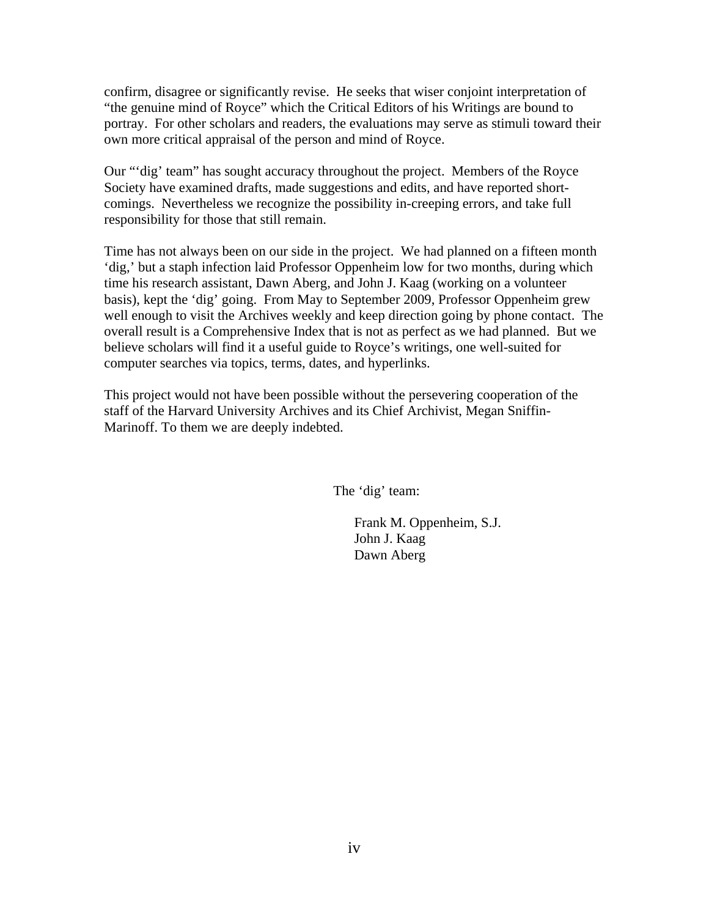confirm, disagree or significantly revise. He seeks that wiser conjoint interpretation of "the genuine mind of Royce" which the Critical Editors of his Writings are bound to portray. For other scholars and readers, the evaluations may serve as stimuli toward their own more critical appraisal of the person and mind of Royce.

Our "'dig' team" has sought accuracy throughout the project. Members of the Royce Society have examined drafts, made suggestions and edits, and have reported short-comings. Nevertheless we recognize the possibility in-creeping errors, and take full responsibility for those that still remain.

Time has not always been on our side in the project. We had planned on a fifteen month 'dig,' but a staph infection laid Professor Oppenheim low for two months, during which time his research assistant, Dawn Aberg, and John J. Kaag (working on a volunteer basis), kept the 'dig' going. From May to September 2009, Professor Oppenheim grew well enough to visit the Archives weekly and keep direction going by phone contact. The overall result is a Comprehensive Index that is not as perfect as we had planned. But we believe scholars will find it a useful guide to Royce's writings, one well-suited for computer searches via topics, terms, dates, and hyperlinks.

This project would not have been possible without the persevering cooperation of the staff of the Harvard University Archives and its Chief Archivist, Megan Sniffin-Marinoff. To them we are deeply indebted.

The 'dig' team:

Frank M. Oppenheim, S.J.
John J. Kaag
Dawn Aberg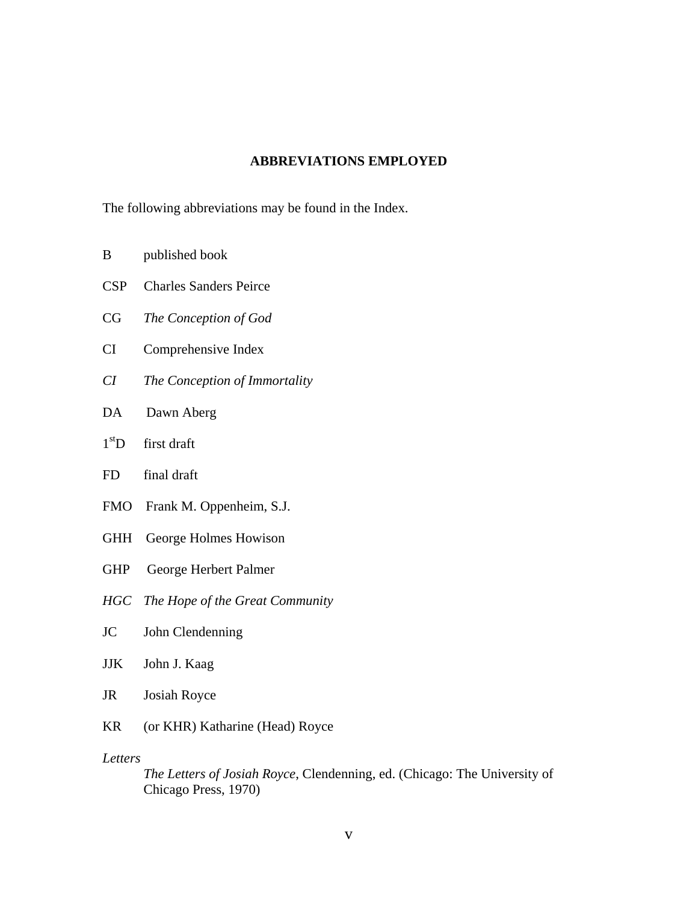## ABBREVIATIONS EMPLOYED

The following abbreviations may be found in the Index.

B published book

CSP Charles Sanders Peirce

CG *The Conception of God*

CI Comprehensive Index

*CI* *The Conception of Immortality*

DA Dawn Aberg

$1^{st}$D first draft

FD final draft

FMO Frank M. Oppenheim, S.J.

GHH George Holmes Howison

GHP George Herbert Palmer

*HGC* *The Hope of the Great Community*

JC John Clendenning

JJK John J. Kaag

JR Josiah Royce

KR (or KHR) Katharine (Head) Royce

*Letters*
*The Letters of Josiah Royce*, Clendenning, ed. (Chicago: The University of Chicago Press, 1970)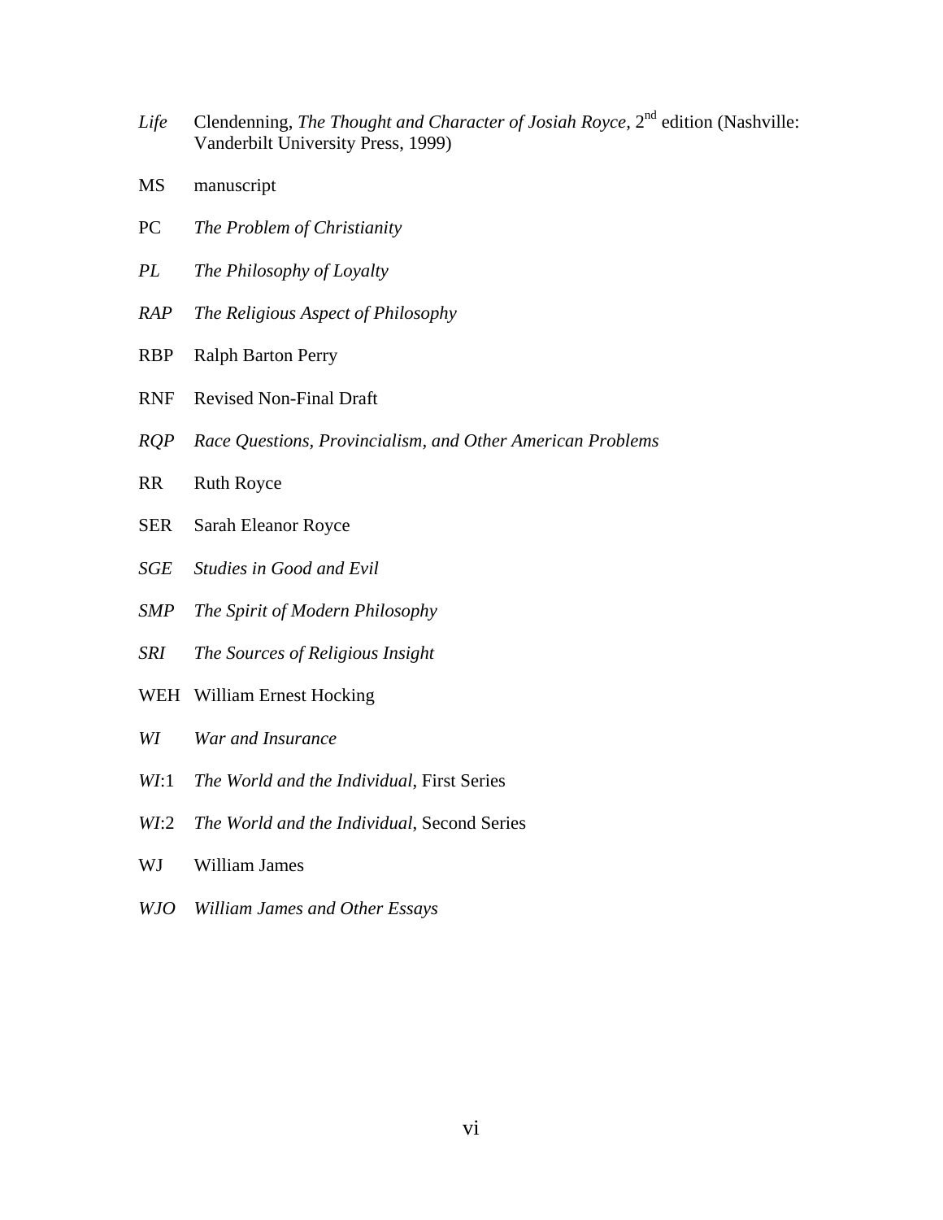*Life* Clendenning, *The Thought and Character of Josiah Royce*, 2nd edition (Nashville: Vanderbilt University Press, 1999)

MS manuscript

PC *The Problem of Christianity*

*PL* *The Philosophy of Loyalty*

*RAP* *The Religious Aspect of Philosophy*

RBP Ralph Barton Perry

RNF Revised Non-Final Draft

*RQP* *Race Questions, Provincialism, and Other American Problems*

RR Ruth Royce

SER Sarah Eleanor Royce

*SGE* *Studies in Good and Evil*

*SMP* *The Spirit of Modern Philosophy*

*SRI* *The Sources of Religious Insight*

WEH William Ernest Hocking

*WI* *War and Insurance*

*WI*:1 *The World and the Individual*, First Series

*WI*:2 *The World and the Individual*, Second Series

WJ William James

*WJO* *William James and Other Essays*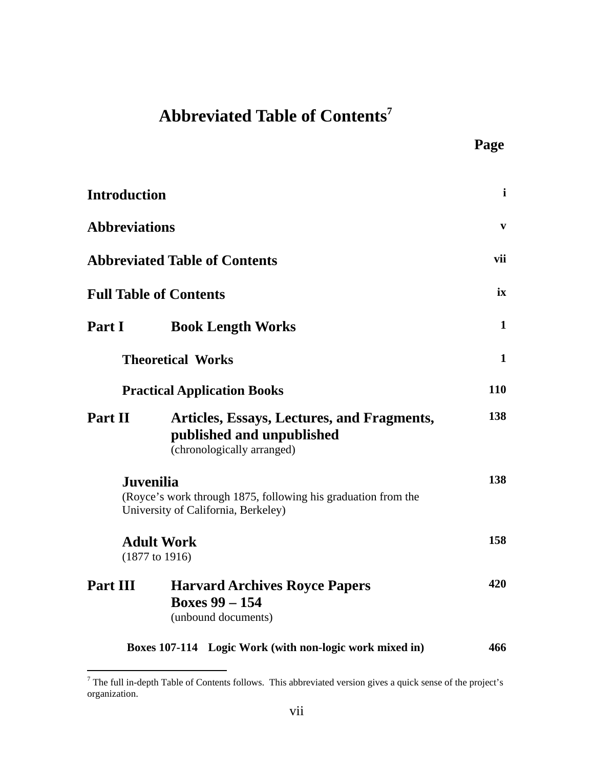# Abbreviated Table of Contents[7]

| | Page |
|---|---|
| **Introduction** | **i** |
| **Abbreviations** | **v** |
| **Abbreviated Table of Contents** | **vii** |
| **Full Table of Contents** | **ix** |
| **Part I** **Book Length Works** | **1** |
| **Theoretical Works** | **1** |
| **Practical Application Books** | **110** |
| **Part II** **Articles, Essays, Lectures, and Fragments, published and unpublished** (chronologically arranged) | **138** |
| **Juvenilia** (Royce's work through 1875, following his graduation from the University of California, Berkeley) | **138** |
| **Adult Work** (1877 to 1916) | **158** |
| **Part III** **Harvard Archives Royce Papers Boxes 99 – 154** (unbound documents) | **420** |
| **Boxes 107-114 Logic Work (with non-logic work mixed in)** | **466** |

[7] The full in-depth Table of Contents follows. This abbreviated version gives a quick sense of the project's organization.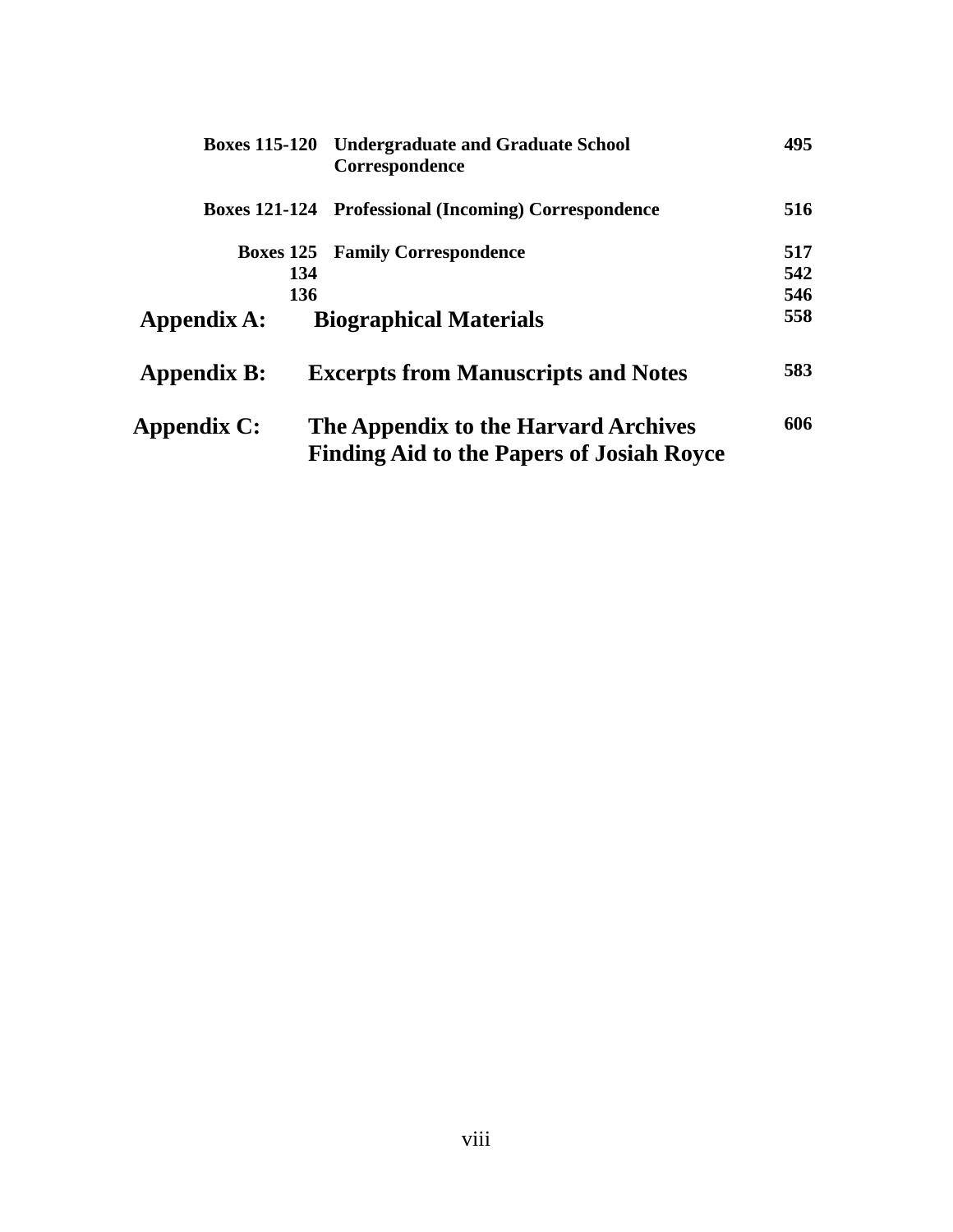| | | |
|---|---|---|
| **Boxes 115-120** | **Undergraduate and Graduate School Correspondence** | **495** |
| **Boxes 121-124** | **Professional (Incoming) Correspondence** | **516** |
| **Boxes 125** | **Family Correspondence** | **517** |
| **134** | | **542** |
| **136** | | **546** |
| **Appendix A:** | **Biographical Materials** | **558** |
| **Appendix B:** | **Excerpts from Manuscripts and Notes** | **583** |
| **Appendix C:** | **The Appendix to the Harvard Archives Finding Aid to the Papers of Josiah Royce** | **606** |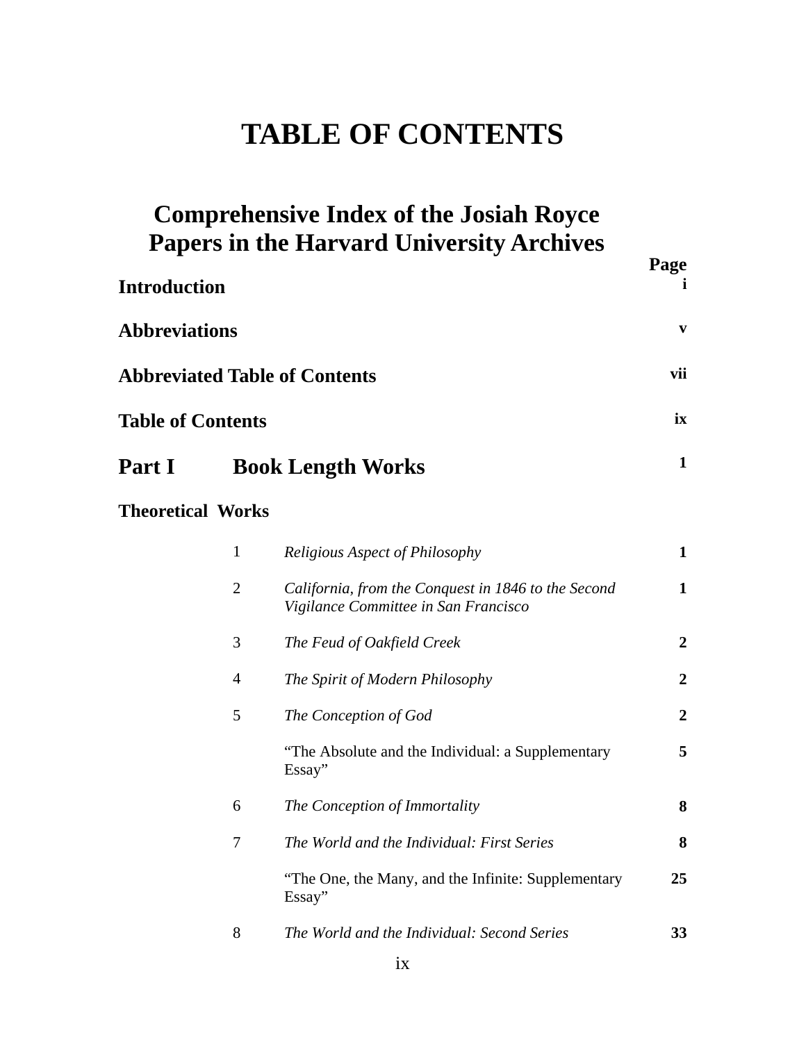# TABLE OF CONTENTS

## Comprehensive Index of the Josiah Royce Papers in the Harvard University Archives

| | | | Page |
|---|---|---|---|
| **Introduction** | | | **i** |
| **Abbreviations** | | | **v** |
| **Abbreviated Table of Contents** | | | **vii** |
| **Table of Contents** | | | **ix** |
| **Part I** | **Book Length Works** | | **1** |
| **Theoretical Works** | | | |
| | 1 | *Religious Aspect of Philosophy* | **1** |
| | 2 | *California, from the Conquest in 1846 to the Second Vigilance Committee in San Francisco* | **1** |
| | 3 | *The Feud of Oakfield Creek* | **2** |
| | 4 | *The Spirit of Modern Philosophy* | **2** |
| | 5 | *The Conception of God* | **2** |
| | | "The Absolute and the Individual: a Supplementary Essay" | **5** |
| | 6 | *The Conception of Immortality* | **8** |
| | 7 | *The World and the Individual: First Series* | **8** |
| | | "The One, the Many, and the Infinite: Supplementary Essay" | **25** |
| | 8 | *The World and the Individual: Second Series* | **33** |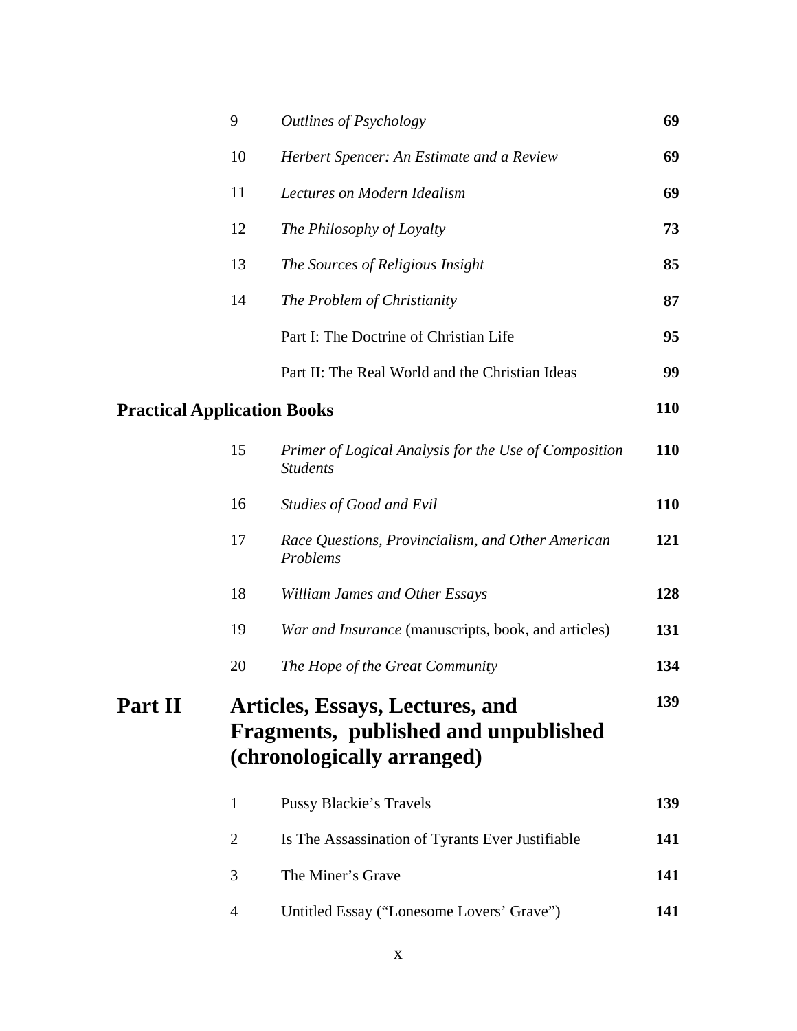| | | |
|---|---|---|
| 9 | *Outlines of Psychology* | **69** |
| 10 | *Herbert Spencer: An Estimate and a Review* | **69** |
| 11 | *Lectures on Modern Idealism* | **69** |
| 12 | *The Philosophy of Loyalty* | **73** |
| 13 | *The Sources of Religious Insight* | **85** |
| 14 | *The Problem of Christianity* | **87** |
| | Part I: The Doctrine of Christian Life | **95** |
| | Part II: The Real World and the Christian Ideas | **99** |

**Practical Application Books** **110**

| | | |
|---|---|---|
| 15 | *Primer of Logical Analysis for the Use of Composition Students* | **110** |
| 16 | *Studies of Good and Evil* | **110** |
| 17 | *Race Questions, Provincialism, and Other American Problems* | **121** |
| 18 | *William James and Other Essays* | **128** |
| 19 | *War and Insurance* (manuscripts, book, and articles) | **131** |
| 20 | *The Hope of the Great Community* | **134** |

## Part II Articles, Essays, Lectures, and Fragments, published and unpublished (chronologically arranged) **139**

| | | |
|---|---|---|
| 1 | Pussy Blackie's Travels | **139** |
| 2 | Is The Assassination of Tyrants Ever Justifiable | **141** |
| 3 | The Miner's Grave | **141** |
| 4 | Untitled Essay ("Lonesome Lovers' Grave") | **141** |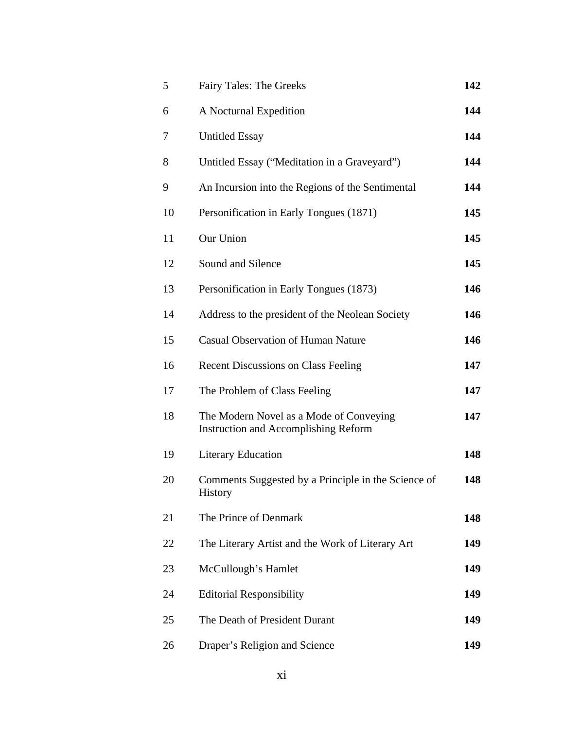| | | |
|---|---|---|
| 5 | Fairy Tales: The Greeks | **142** |
| 6 | A Nocturnal Expedition | **144** |
| 7 | Untitled Essay | **144** |
| 8 | Untitled Essay (“Meditation in a Graveyard”) | **144** |
| 9 | An Incursion into the Regions of the Sentimental | **144** |
| 10 | Personification in Early Tongues (1871) | **145** |
| 11 | Our Union | **145** |
| 12 | Sound and Silence | **145** |
| 13 | Personification in Early Tongues (1873) | **146** |
| 14 | Address to the president of the Neolean Society | **146** |
| 15 | Casual Observation of Human Nature | **146** |
| 16 | Recent Discussions on Class Feeling | **147** |
| 17 | The Problem of Class Feeling | **147** |
| 18 | The Modern Novel as a Mode of Conveying Instruction and Accomplishing Reform | **147** |
| 19 | Literary Education | **148** |
| 20 | Comments Suggested by a Principle in the Science of History | **148** |
| 21 | The Prince of Denmark | **148** |
| 22 | The Literary Artist and the Work of Literary Art | **149** |
| 23 | McCullough’s Hamlet | **149** |
| 24 | Editorial Responsibility | **149** |
| 25 | The Death of President Durant | **149** |
| 26 | Draper’s Religion and Science | **149** |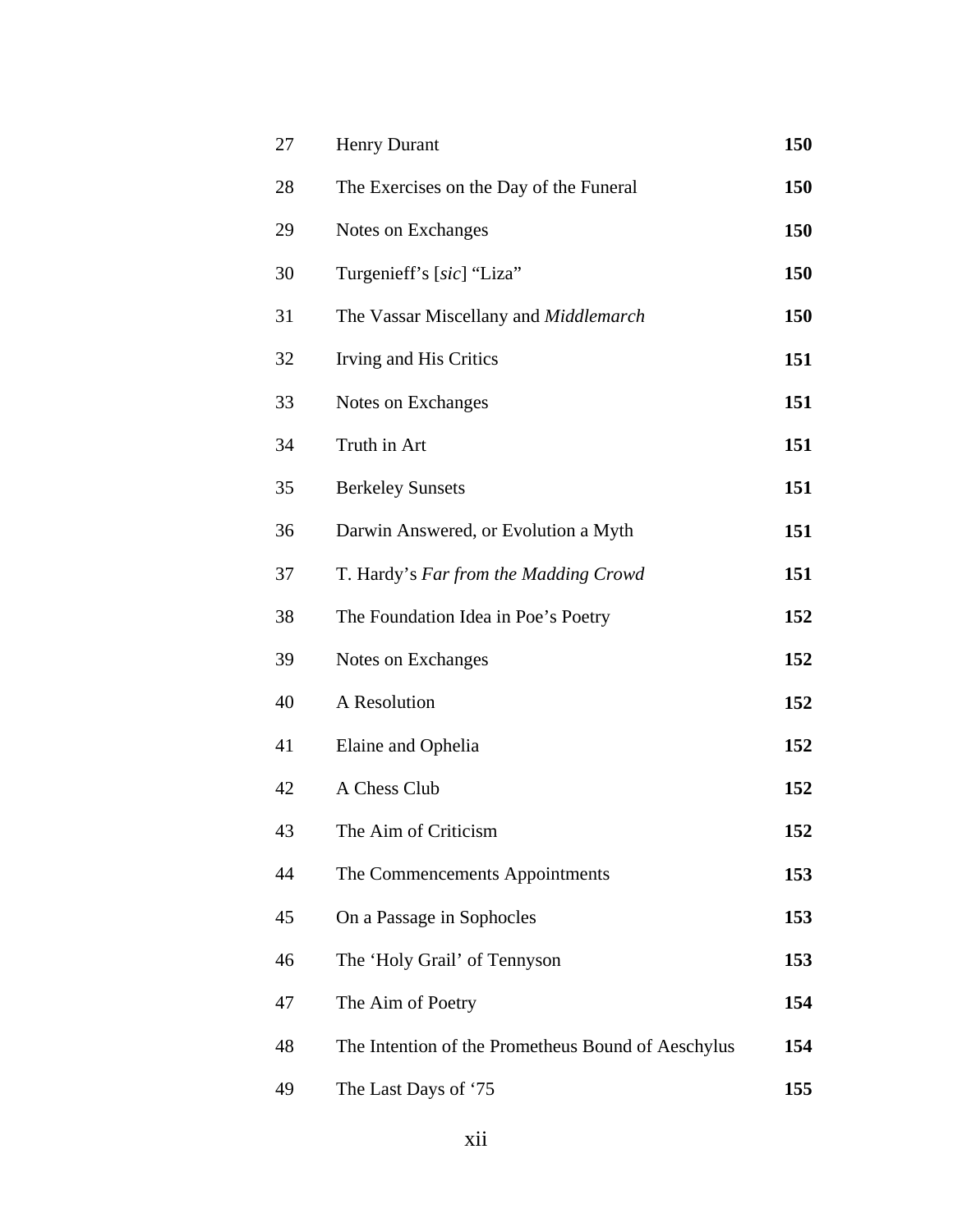| | | |
|---|---|---|
| 27 | Henry Durant | **150** |
| 28 | The Exercises on the Day of the Funeral | **150** |
| 29 | Notes on Exchanges | **150** |
| 30 | Turgenieff's [*sic*] "Liza" | **150** |
| 31 | The Vassar Miscellany and *Middlemarch* | **150** |
| 32 | Irving and His Critics | **151** |
| 33 | Notes on Exchanges | **151** |
| 34 | Truth in Art | **151** |
| 35 | Berkeley Sunsets | **151** |
| 36 | Darwin Answered, or Evolution a Myth | **151** |
| 37 | T. Hardy's *Far from the Madding Crowd* | **151** |
| 38 | The Foundation Idea in Poe's Poetry | **152** |
| 39 | Notes on Exchanges | **152** |
| 40 | A Resolution | **152** |
| 41 | Elaine and Ophelia | **152** |
| 42 | A Chess Club | **152** |
| 43 | The Aim of Criticism | **152** |
| 44 | The Commencements Appointments | **153** |
| 45 | On a Passage in Sophocles | **153** |
| 46 | The 'Holy Grail' of Tennyson | **153** |
| 47 | The Aim of Poetry | **154** |
| 48 | The Intention of the Prometheus Bound of Aeschylus | **154** |
| 49 | The Last Days of '75 | **155** |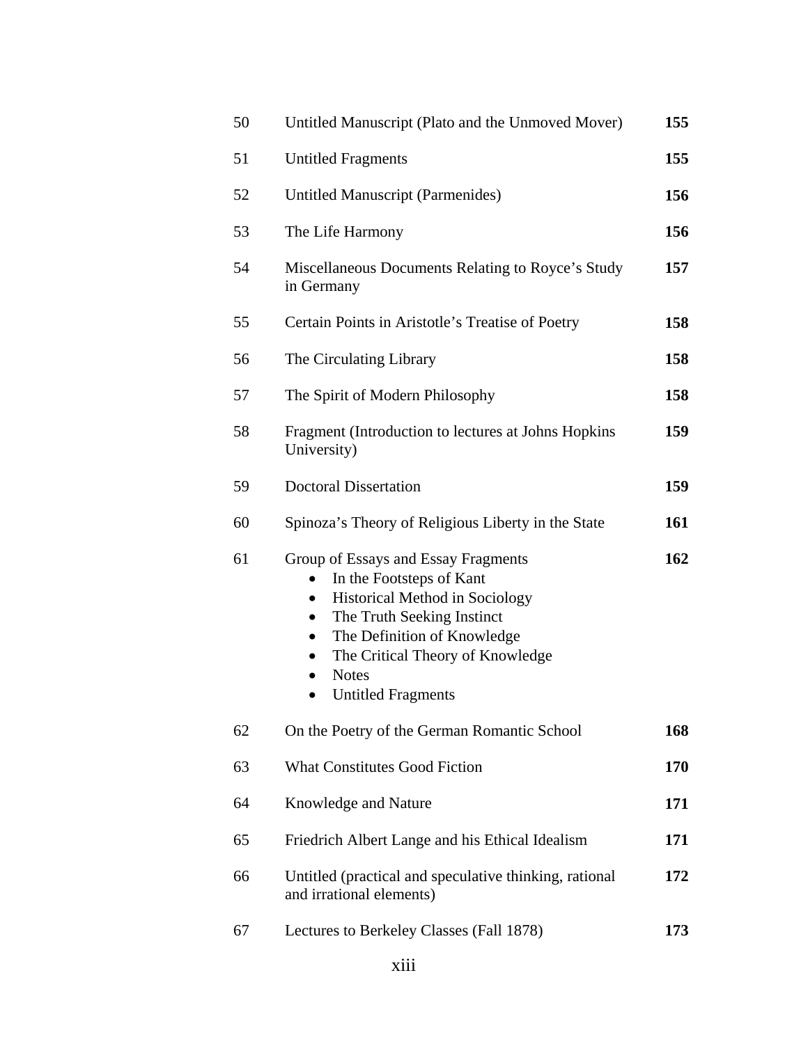| | | |
|---|---|---|
| 50 | Untitled Manuscript (Plato and the Unmoved Mover) | **155** |
| 51 | Untitled Fragments | **155** |
| 52 | Untitled Manuscript (Parmenides) | **156** |
| 53 | The Life Harmony | **156** |
| 54 | Miscellaneous Documents Relating to Royce's Study in Germany | **157** |
| 55 | Certain Points in Aristotle's Treatise of Poetry | **158** |
| 56 | The Circulating Library | **158** |
| 57 | The Spirit of Modern Philosophy | **158** |
| 58 | Fragment (Introduction to lectures at Johns Hopkins University) | **159** |
| 59 | Doctoral Dissertation | **159** |
| 60 | Spinoza's Theory of Religious Liberty in the State | **161** |
| 61 | Group of Essays and Essay Fragments<br>• In the Footsteps of Kant<br>• Historical Method in Sociology<br>• The Truth Seeking Instinct<br>• The Definition of Knowledge<br>• The Critical Theory of Knowledge<br>• Notes<br>• Untitled Fragments | **162** |
| 62 | On the Poetry of the German Romantic School | **168** |
| 63 | What Constitutes Good Fiction | **170** |
| 64 | Knowledge and Nature | **171** |
| 65 | Friedrich Albert Lange and his Ethical Idealism | **171** |
| 66 | Untitled (practical and speculative thinking, rational and irrational elements) | **172** |
| 67 | Lectures to Berkeley Classes (Fall 1878) | **173** |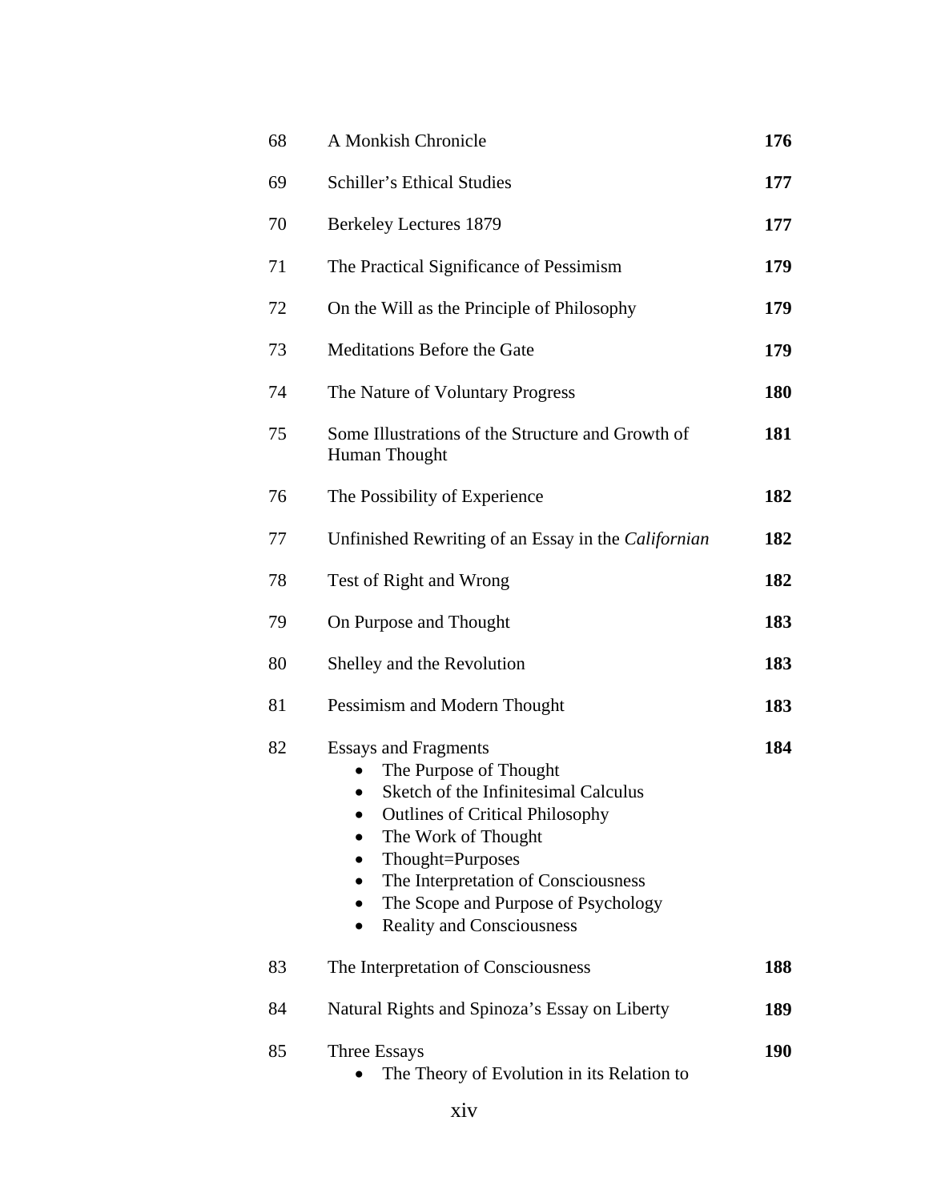| | | |
|---|---|---|
| 68 | A Monkish Chronicle | **176** |
| 69 | Schiller’s Ethical Studies | **177** |
| 70 | Berkeley Lectures 1879 | **177** |
| 71 | The Practical Significance of Pessimism | **179** |
| 72 | On the Will as the Principle of Philosophy | **179** |
| 73 | Meditations Before the Gate | **179** |
| 74 | The Nature of Voluntary Progress | **180** |
| 75 | Some Illustrations of the Structure and Growth of Human Thought | **181** |
| 76 | The Possibility of Experience | **182** |
| 77 | Unfinished Rewriting of an Essay in the *Californian* | **182** |
| 78 | Test of Right and Wrong | **182** |
| 79 | On Purpose and Thought | **183** |
| 80 | Shelley and the Revolution | **183** |
| 81 | Pessimism and Modern Thought | **183** |
| 82 | Essays and Fragments<br>• The Purpose of Thought<br>• Sketch of the Infinitesimal Calculus<br>• Outlines of Critical Philosophy<br>• The Work of Thought<br>• Thought=Purposes<br>• The Interpretation of Consciousness<br>• The Scope and Purpose of Psychology<br>• Reality and Consciousness | **184** |
| 83 | The Interpretation of Consciousness | **188** |
| 84 | Natural Rights and Spinoza’s Essay on Liberty | **189** |
| 85 | Three Essays<br>• The Theory of Evolution in its Relation to | **190** |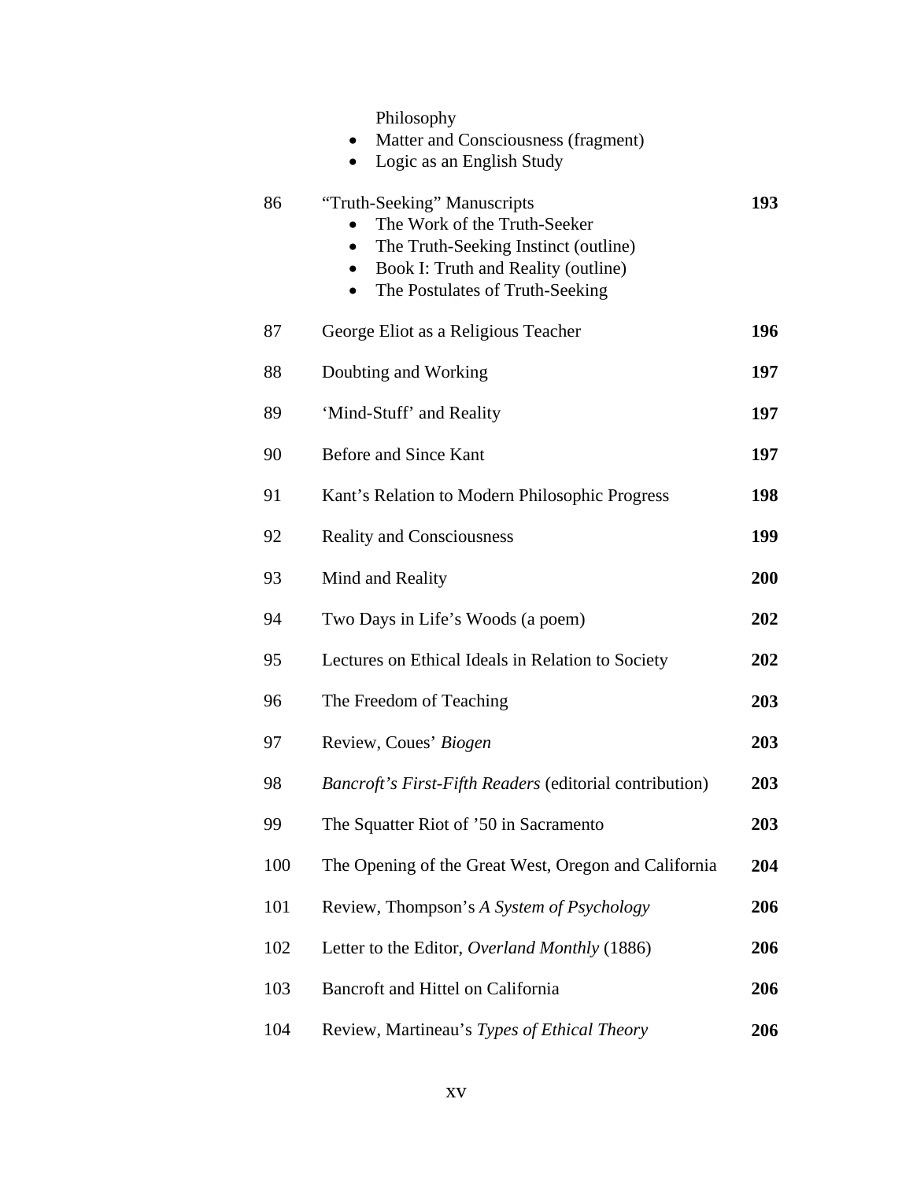Philosophy

- Matter and Consciousness (fragment)
- Logic as an English Study

| | | |
|---|---|---|
| 86 | "Truth-Seeking" Manuscripts<br>• The Work of the Truth-Seeker<br>• The Truth-Seeking Instinct (outline)<br>• Book I: Truth and Reality (outline)<br>• The Postulates of Truth-Seeking | **193** |
| 87 | George Eliot as a Religious Teacher | **196** |
| 88 | Doubting and Working | **197** |
| 89 | 'Mind-Stuff' and Reality | **197** |
| 90 | Before and Since Kant | **197** |
| 91 | Kant's Relation to Modern Philosophic Progress | **198** |
| 92 | Reality and Consciousness | **199** |
| 93 | Mind and Reality | **200** |
| 94 | Two Days in Life's Woods (a poem) | **202** |
| 95 | Lectures on Ethical Ideals in Relation to Society | **202** |
| 96 | The Freedom of Teaching | **203** |
| 97 | Review, Coues' *Biogen* | **203** |
| 98 | *Bancroft's First-Fifth Readers* (editorial contribution) | **203** |
| 99 | The Squatter Riot of '50 in Sacramento | **203** |
| 100 | The Opening of the Great West, Oregon and California | **204** |
| 101 | Review, Thompson's *A System of Psychology* | **206** |
| 102 | Letter to the Editor, *Overland Monthly* (1886) | **206** |
| 103 | Bancroft and Hittel on California | **206** |
| 104 | Review, Martineau's *Types of Ethical Theory* | **206** |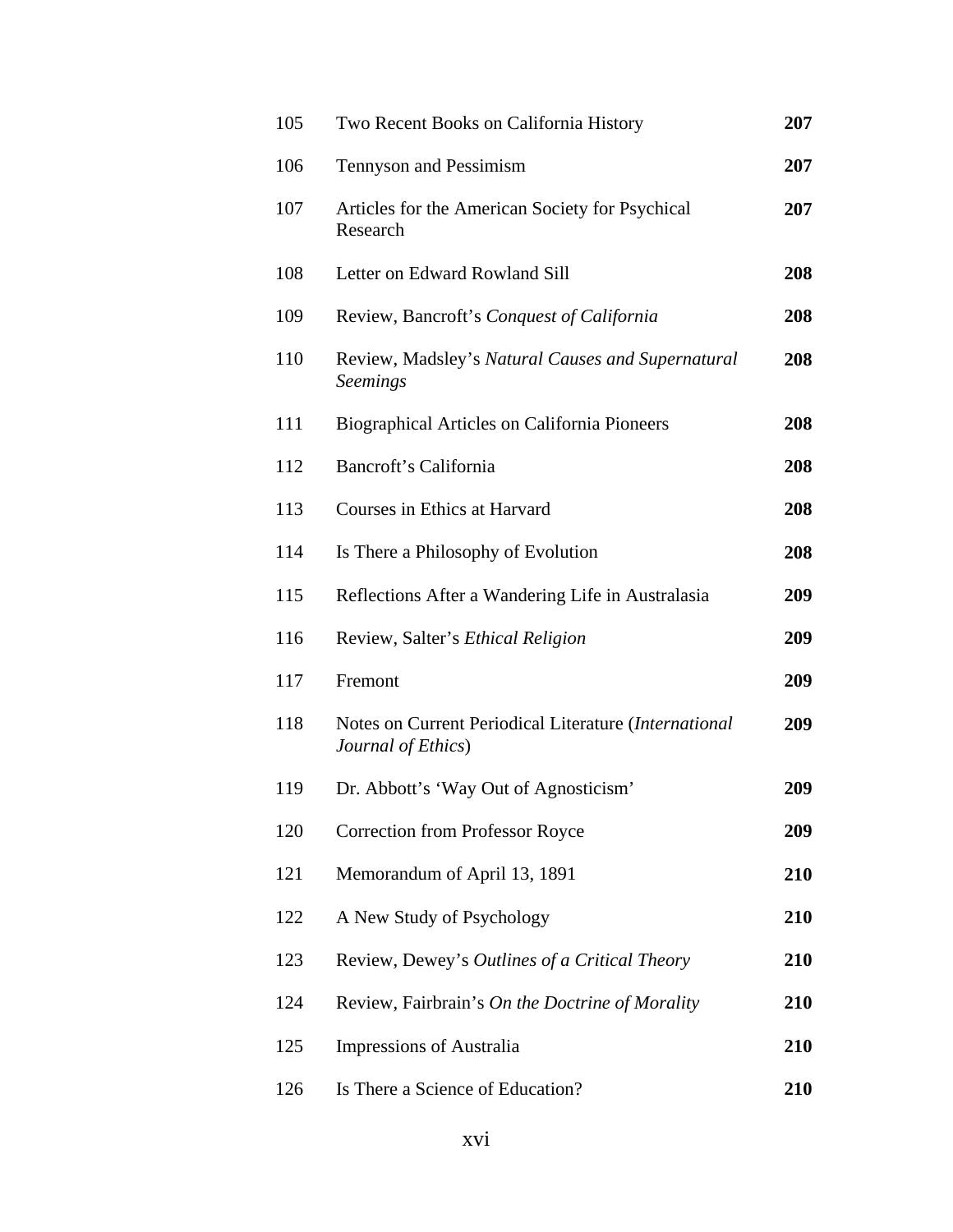| | | |
|---|---|---|
| 105 | Two Recent Books on California History | **207** |
| 106 | Tennyson and Pessimism | **207** |
| 107 | Articles for the American Society for Psychical Research | **207** |
| 108 | Letter on Edward Rowland Sill | **208** |
| 109 | Review, Bancroft's *Conquest of California* | **208** |
| 110 | Review, Madsley's *Natural Causes and Supernatural Seemings* | **208** |
| 111 | Biographical Articles on California Pioneers | **208** |
| 112 | Bancroft's California | **208** |
| 113 | Courses in Ethics at Harvard | **208** |
| 114 | Is There a Philosophy of Evolution | **208** |
| 115 | Reflections After a Wandering Life in Australasia | **209** |
| 116 | Review, Salter's *Ethical Religion* | **209** |
| 117 | Fremont | **209** |
| 118 | Notes on Current Periodical Literature (*International Journal of Ethics*) | **209** |
| 119 | Dr. Abbott's 'Way Out of Agnosticism' | **209** |
| 120 | Correction from Professor Royce | **209** |
| 121 | Memorandum of April 13, 1891 | **210** |
| 122 | A New Study of Psychology | **210** |
| 123 | Review, Dewey's *Outlines of a Critical Theory* | **210** |
| 124 | Review, Fairbrain's *On the Doctrine of Morality* | **210** |
| 125 | Impressions of Australia | **210** |
| 126 | Is There a Science of Education? | **210** |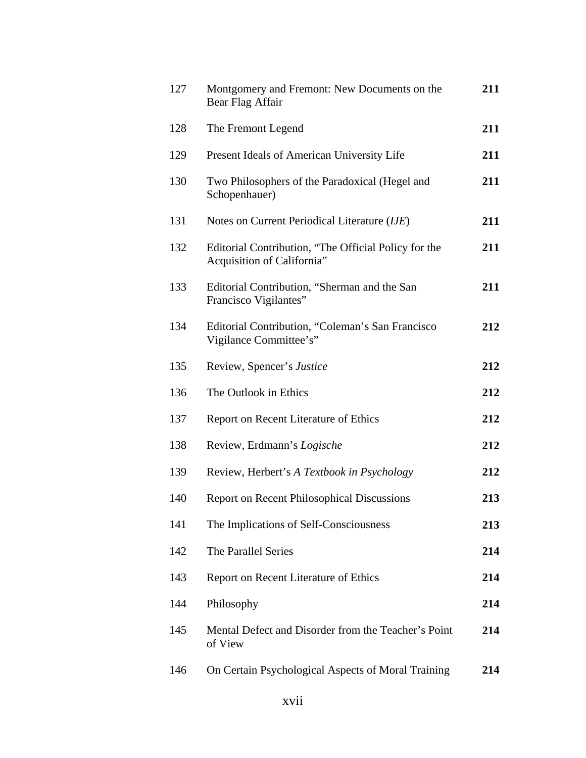| | | |
|---|---|---|
| 127 | Montgomery and Fremont: New Documents on the Bear Flag Affair | **211** |
| 128 | The Fremont Legend | **211** |
| 129 | Present Ideals of American University Life | **211** |
| 130 | Two Philosophers of the Paradoxical (Hegel and Schopenhauer) | **211** |
| 131 | Notes on Current Periodical Literature (*IJE*) | **211** |
| 132 | Editorial Contribution, "The Official Policy for the Acquisition of California" | **211** |
| 133 | Editorial Contribution, "Sherman and the San Francisco Vigilantes" | **211** |
| 134 | Editorial Contribution, "Coleman's San Francisco Vigilance Committee's" | **212** |
| 135 | Review, Spencer's *Justice* | **212** |
| 136 | The Outlook in Ethics | **212** |
| 137 | Report on Recent Literature of Ethics | **212** |
| 138 | Review, Erdmann's *Logische* | **212** |
| 139 | Review, Herbert's *A Textbook in Psychology* | **212** |
| 140 | Report on Recent Philosophical Discussions | **213** |
| 141 | The Implications of Self-Consciousness | **213** |
| 142 | The Parallel Series | **214** |
| 143 | Report on Recent Literature of Ethics | **214** |
| 144 | Philosophy | **214** |
| 145 | Mental Defect and Disorder from the Teacher's Point of View | **214** |
| 146 | On Certain Psychological Aspects of Moral Training | **214** |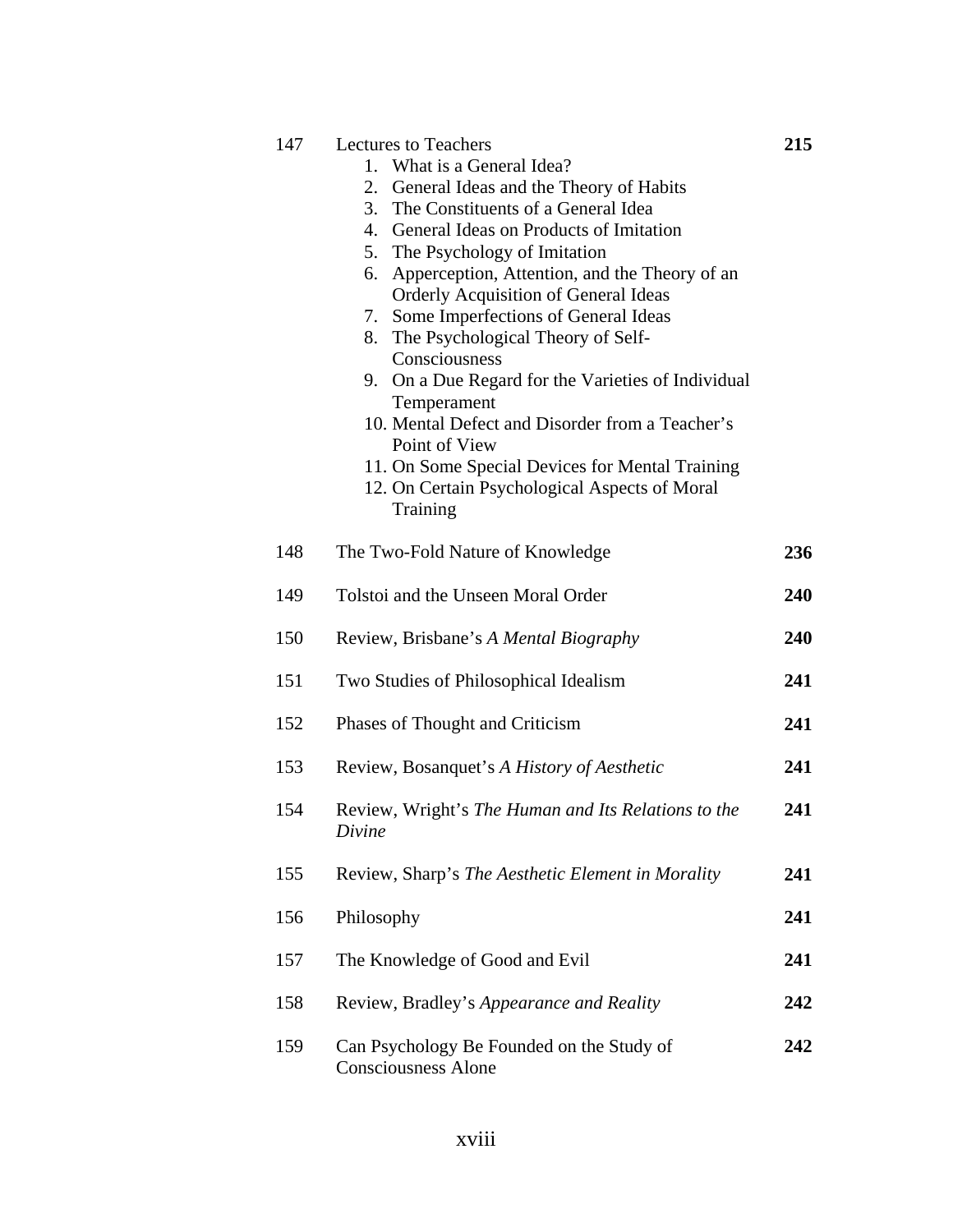| | | |
|---|---|---|
| 147 | Lectures to Teachers<br>1. What is a General Idea?<br>2. General Ideas and the Theory of Habits<br>3. The Constituents of a General Idea<br>4. General Ideas on Products of Imitation<br>5. The Psychology of Imitation<br>6. Apperception, Attention, and the Theory of an Orderly Acquisition of General Ideas<br>7. Some Imperfections of General Ideas<br>8. The Psychological Theory of Self-Consciousness<br>9. On a Due Regard for the Varieties of Individual Temperament<br>10. Mental Defect and Disorder from a Teacher's Point of View<br>11. On Some Special Devices for Mental Training<br>12. On Certain Psychological Aspects of Moral Training | **215** |
| 148 | The Two-Fold Nature of Knowledge | **236** |
| 149 | Tolstoi and the Unseen Moral Order | **240** |
| 150 | Review, Brisbane's *A Mental Biography* | **240** |
| 151 | Two Studies of Philosophical Idealism | **241** |
| 152 | Phases of Thought and Criticism | **241** |
| 153 | Review, Bosanquet's *A History of Aesthetic* | **241** |
| 154 | Review, Wright's *The Human and Its Relations to the Divine* | **241** |
| 155 | Review, Sharp's *The Aesthetic Element in Morality* | **241** |
| 156 | Philosophy | **241** |
| 157 | The Knowledge of Good and Evil | **241** |
| 158 | Review, Bradley's *Appearance and Reality* | **242** |
| 159 | Can Psychology Be Founded on the Study of Consciousness Alone | **242** |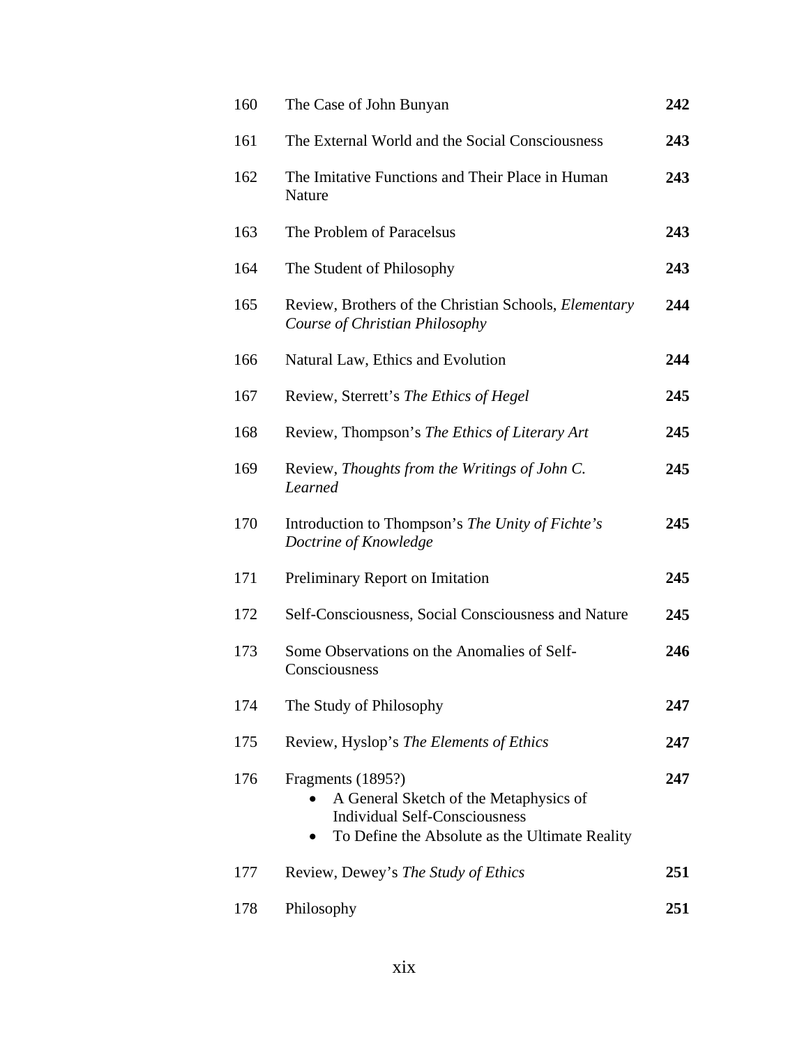| | | |
|---|---|---|
| 160 | The Case of John Bunyan | **242** |
| 161 | The External World and the Social Consciousness | **243** |
| 162 | The Imitative Functions and Their Place in Human Nature | **243** |
| 163 | The Problem of Paracelsus | **243** |
| 164 | The Student of Philosophy | **243** |
| 165 | Review, Brothers of the Christian Schools, *Elementary Course of Christian Philosophy* | **244** |
| 166 | Natural Law, Ethics and Evolution | **244** |
| 167 | Review, Sterrett's *The Ethics of Hegel* | **245** |
| 168 | Review, Thompson's *The Ethics of Literary Art* | **245** |
| 169 | Review, *Thoughts from the Writings of John C. Learned* | **245** |
| 170 | Introduction to Thompson's *The Unity of Fichte's Doctrine of Knowledge* | **245** |
| 171 | Preliminary Report on Imitation | **245** |
| 172 | Self-Consciousness, Social Consciousness and Nature | **245** |
| 173 | Some Observations on the Anomalies of Self-Consciousness | **246** |
| 174 | The Study of Philosophy | **247** |
| 175 | Review, Hyslop's *The Elements of Ethics* | **247** |
| 176 | Fragments (1895?) <br>• A General Sketch of the Metaphysics of Individual Self-Consciousness <br>• To Define the Absolute as the Ultimate Reality | **247** |
| 177 | Review, Dewey's *The Study of Ethics* | **251** |
| 178 | Philosophy | **251** |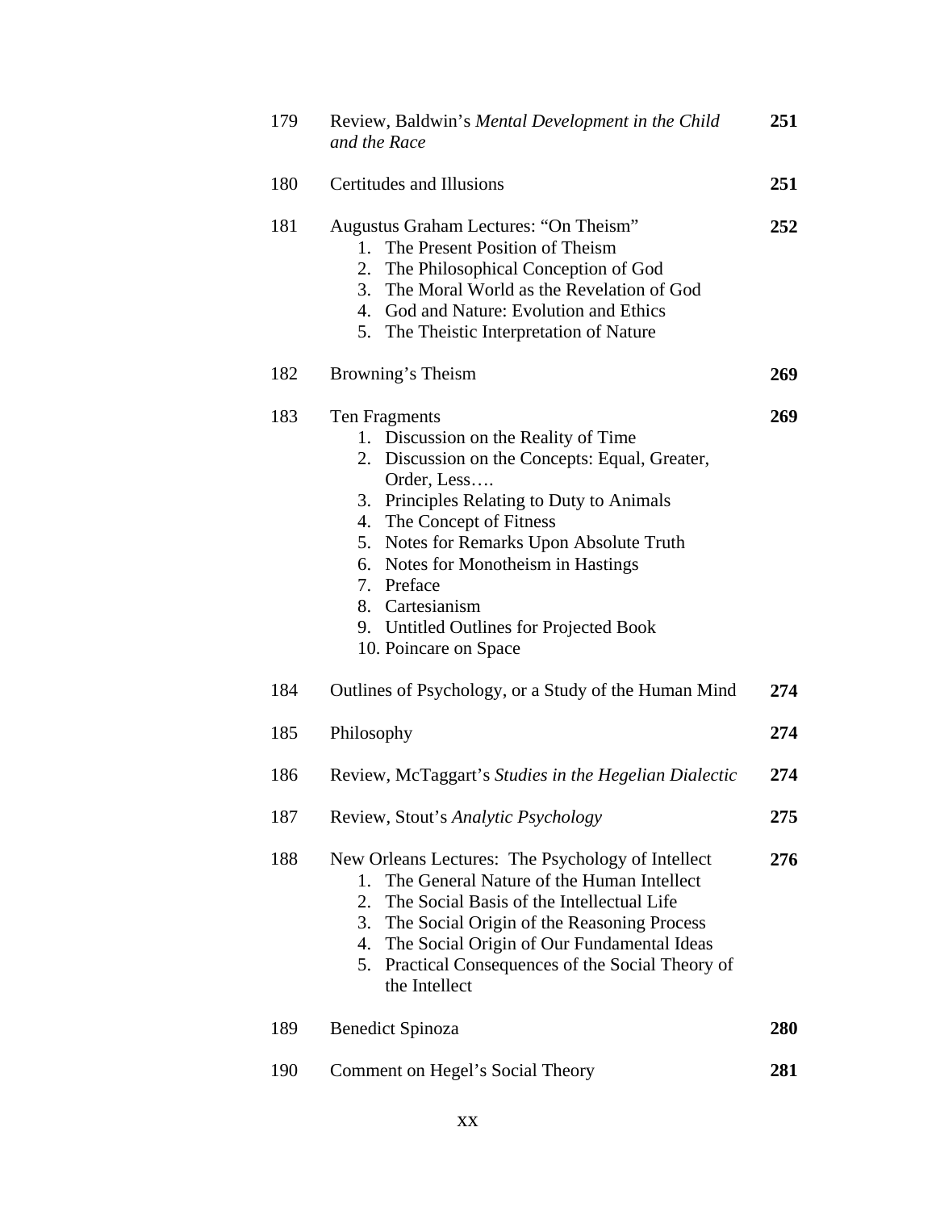| | | |
|---|---|---|
| 179 | Review, Baldwin's *Mental Development in the Child and the Race* | **251** |
| 180 | Certitudes and Illusions | **251** |
| 181 | Augustus Graham Lectures: "On Theism"<br>1. The Present Position of Theism<br>2. The Philosophical Conception of God<br>3. The Moral World as the Revelation of God<br>4. God and Nature: Evolution and Ethics<br>5. The Theistic Interpretation of Nature | **252** |
| 182 | Browning's Theism | **269** |
| 183 | Ten Fragments<br>1. Discussion on the Reality of Time<br>2. Discussion on the Concepts: Equal, Greater, Order, Less….<br>3. Principles Relating to Duty to Animals<br>4. The Concept of Fitness<br>5. Notes for Remarks Upon Absolute Truth<br>6. Notes for Monotheism in Hastings<br>7. Preface<br>8. Cartesianism<br>9. Untitled Outlines for Projected Book<br>10. Poincare on Space | **269** |
| 184 | Outlines of Psychology, or a Study of the Human Mind | **274** |
| 185 | Philosophy | **274** |
| 186 | Review, McTaggart's *Studies in the Hegelian Dialectic* | **274** |
| 187 | Review, Stout's *Analytic Psychology* | **275** |
| 188 | New Orleans Lectures: The Psychology of Intellect<br>1. The General Nature of the Human Intellect<br>2. The Social Basis of the Intellectual Life<br>3. The Social Origin of the Reasoning Process<br>4. The Social Origin of Our Fundamental Ideas<br>5. Practical Consequences of the Social Theory of the Intellect | **276** |
| 189 | Benedict Spinoza | **280** |
| 190 | Comment on Hegel's Social Theory | **281** |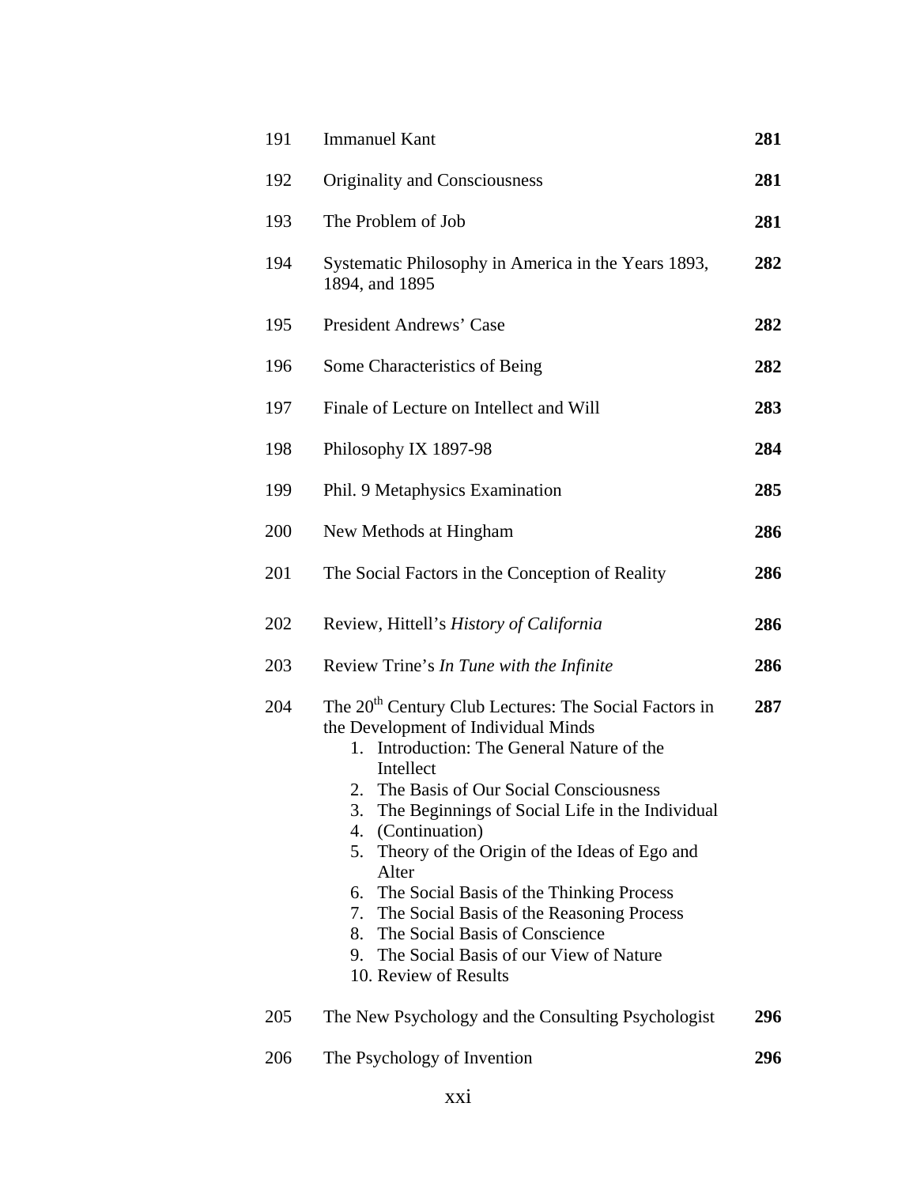| | | |
|---|---|---|
| 191 | Immanuel Kant | **281** |
| 192 | Originality and Consciousness | **281** |
| 193 | The Problem of Job | **281** |
| 194 | Systematic Philosophy in America in the Years 1893, 1894, and 1895 | **282** |
| 195 | President Andrews' Case | **282** |
| 196 | Some Characteristics of Being | **282** |
| 197 | Finale of Lecture on Intellect and Will | **283** |
| 198 | Philosophy IX 1897-98 | **284** |
| 199 | Phil. 9 Metaphysics Examination | **285** |
| 200 | New Methods at Hingham | **286** |
| 201 | The Social Factors in the Conception of Reality | **286** |
| 202 | Review, Hittell's *History of California* | **286** |
| 203 | Review Trine's *In Tune with the Infinite* | **286** |
| 204 | The 20th Century Club Lectures: The Social Factors in the Development of Individual Minds<br>1. Introduction: The General Nature of the Intellect<br>2. The Basis of Our Social Consciousness<br>3. The Beginnings of Social Life in the Individual<br>4. (Continuation)<br>5. Theory of the Origin of the Ideas of Ego and Alter<br>6. The Social Basis of the Thinking Process<br>7. The Social Basis of the Reasoning Process<br>8. The Social Basis of Conscience<br>9. The Social Basis of our View of Nature<br>10. Review of Results | **287** |
| 205 | The New Psychology and the Consulting Psychologist | **296** |
| 206 | The Psychology of Invention | **296** |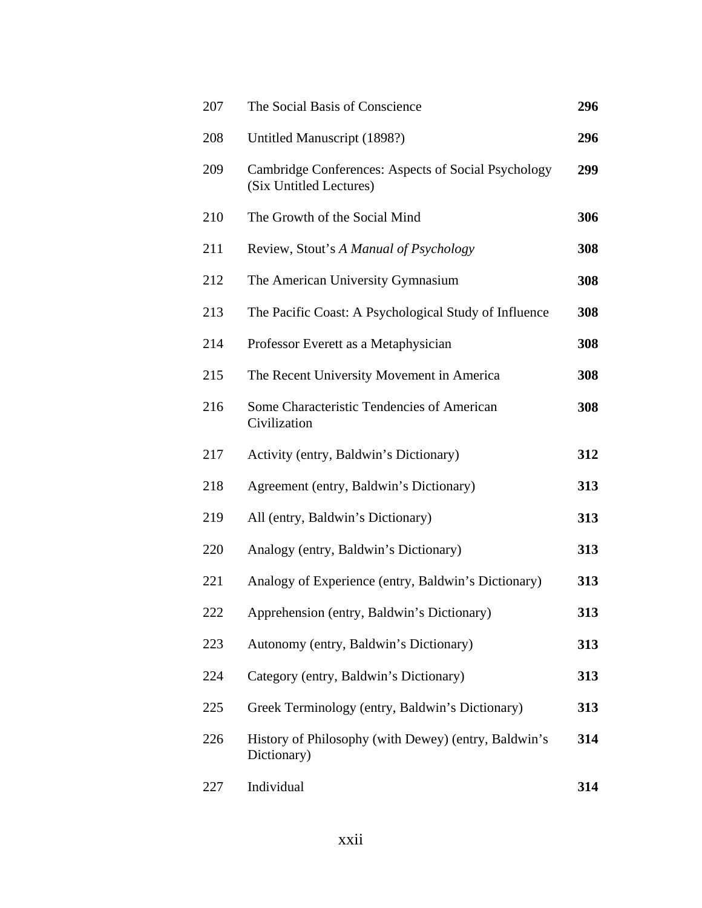| | | |
|---|---|---|
| 207 | The Social Basis of Conscience | **296** |
| 208 | Untitled Manuscript (1898?) | **296** |
| 209 | Cambridge Conferences: Aspects of Social Psychology (Six Untitled Lectures) | **299** |
| 210 | The Growth of the Social Mind | **306** |
| 211 | Review, Stout's *A Manual of Psychology* | **308** |
| 212 | The American University Gymnasium | **308** |
| 213 | The Pacific Coast: A Psychological Study of Influence | **308** |
| 214 | Professor Everett as a Metaphysician | **308** |
| 215 | The Recent University Movement in America | **308** |
| 216 | Some Characteristic Tendencies of American Civilization | **308** |
| 217 | Activity (entry, Baldwin's Dictionary) | **312** |
| 218 | Agreement (entry, Baldwin's Dictionary) | **313** |
| 219 | All (entry, Baldwin's Dictionary) | **313** |
| 220 | Analogy (entry, Baldwin's Dictionary) | **313** |
| 221 | Analogy of Experience (entry, Baldwin's Dictionary) | **313** |
| 222 | Apprehension (entry, Baldwin's Dictionary) | **313** |
| 223 | Autonomy (entry, Baldwin's Dictionary) | **313** |
| 224 | Category (entry, Baldwin's Dictionary) | **313** |
| 225 | Greek Terminology (entry, Baldwin's Dictionary) | **313** |
| 226 | History of Philosophy (with Dewey) (entry, Baldwin's Dictionary) | **314** |
| 227 | Individual | **314** |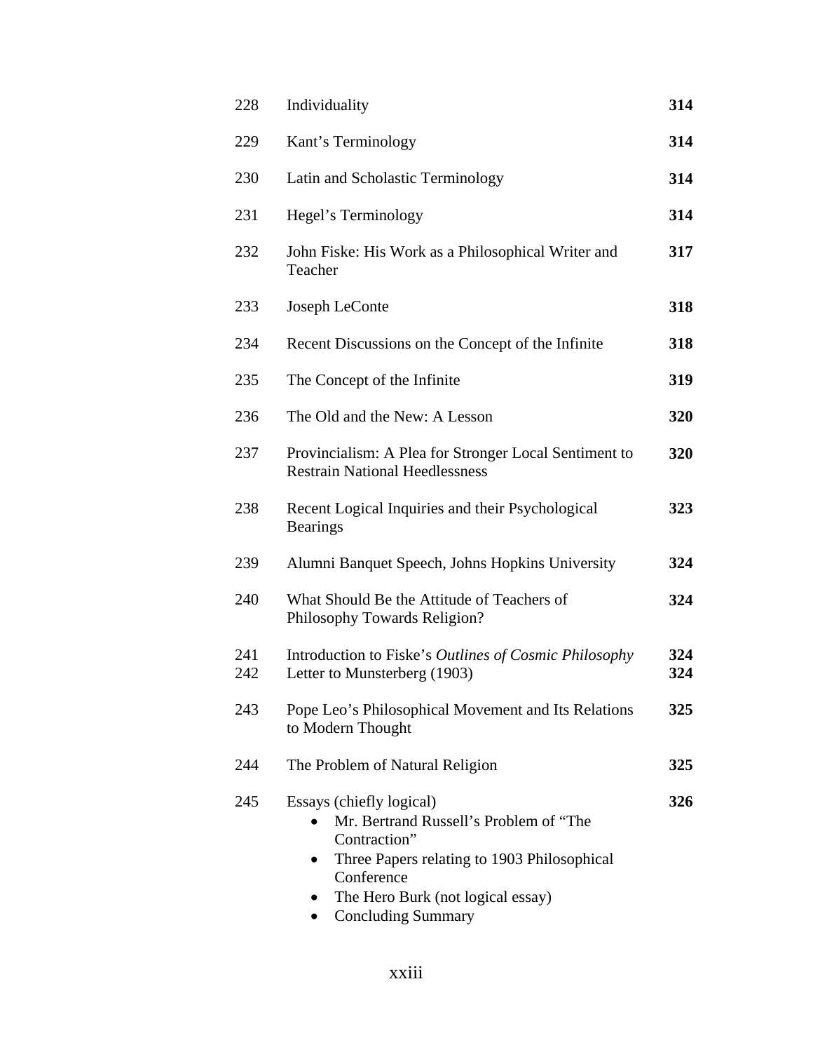| | | |
|---|---|---|
| 228 | Individuality | **314** |
| 229 | Kant's Terminology | **314** |
| 230 | Latin and Scholastic Terminology | **314** |
| 231 | Hegel's Terminology | **314** |
| 232 | John Fiske: His Work as a Philosophical Writer and Teacher | **317** |
| 233 | Joseph LeConte | **318** |
| 234 | Recent Discussions on the Concept of the Infinite | **318** |
| 235 | The Concept of the Infinite | **319** |
| 236 | The Old and the New: A Lesson | **320** |
| 237 | Provincialism: A Plea for Stronger Local Sentiment to Restrain National Heedlessness | **320** |
| 238 | Recent Logical Inquiries and their Psychological Bearings | **323** |
| 239 | Alumni Banquet Speech, Johns Hopkins University | **324** |
| 240 | What Should Be the Attitude of Teachers of Philosophy Towards Religion? | **324** |
| 241 | Introduction to Fiske's *Outlines of Cosmic Philosophy* | **324** |
| 242 | Letter to Munsterberg (1903) | **324** |
| 243 | Pope Leo's Philosophical Movement and Its Relations to Modern Thought | **325** |
| 244 | The Problem of Natural Religion | **325** |
| 245 | Essays (chiefly logical)<br>• Mr. Bertrand Russell's Problem of "The Contraction"<br>• Three Papers relating to 1903 Philosophical Conference<br>• The Hero Burk (not logical essay)<br>• Concluding Summary | **326** |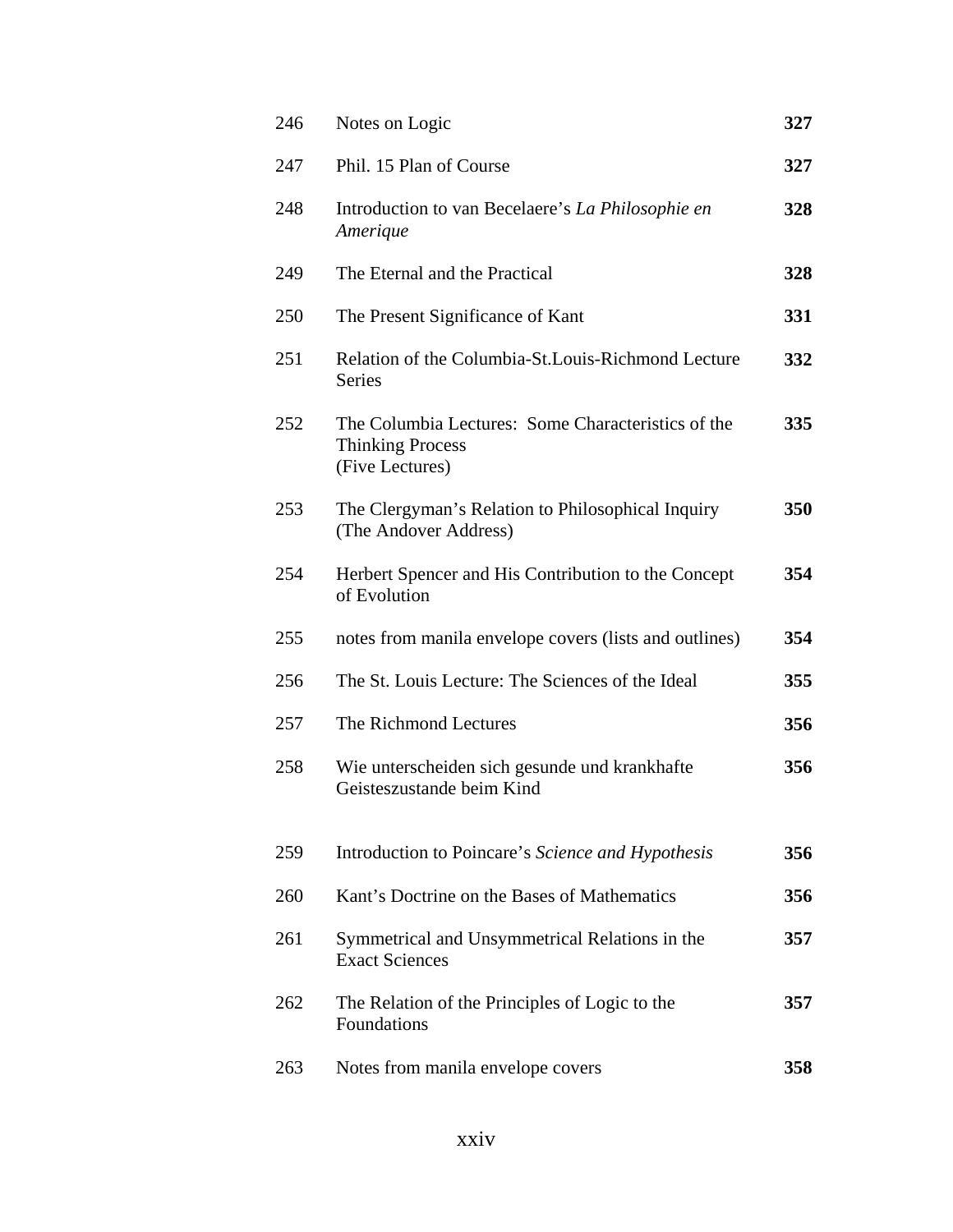| | | |
|---|---|---|
| 246 | Notes on Logic | **327** |
| 247 | Phil. 15 Plan of Course | **327** |
| 248 | Introduction to van Becelaere's *La Philosophie en Amerique* | **328** |
| 249 | The Eternal and the Practical | **328** |
| 250 | The Present Significance of Kant | **331** |
| 251 | Relation of the Columbia-St.Louis-Richmond Lecture Series | **332** |
| 252 | The Columbia Lectures: Some Characteristics of the Thinking Process (Five Lectures) | **335** |
| 253 | The Clergyman's Relation to Philosophical Inquiry (The Andover Address) | **350** |
| 254 | Herbert Spencer and His Contribution to the Concept of Evolution | **354** |
| 255 | notes from manila envelope covers (lists and outlines) | **354** |
| 256 | The St. Louis Lecture: The Sciences of the Ideal | **355** |
| 257 | The Richmond Lectures | **356** |
| 258 | Wie unterscheiden sich gesunde und krankhafte Geisteszustande beim Kind | **356** |
| 259 | Introduction to Poincare's *Science and Hypothesis* | **356** |
| 260 | Kant's Doctrine on the Bases of Mathematics | **356** |
| 261 | Symmetrical and Unsymmetrical Relations in the Exact Sciences | **357** |
| 262 | The Relation of the Principles of Logic to the Foundations | **357** |
| 263 | Notes from manila envelope covers | **358** |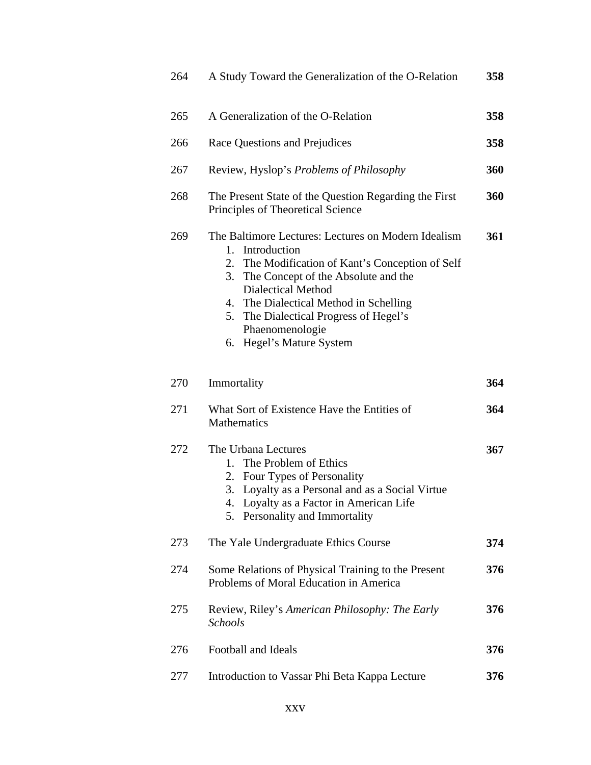| | | |
|---|---|---|
| 264 | A Study Toward the Generalization of the O-Relation | **358** |
| 265 | A Generalization of the O-Relation | **358** |
| 266 | Race Questions and Prejudices | **358** |
| 267 | Review, Hyslop's *Problems of Philosophy* | **360** |
| 268 | The Present State of the Question Regarding the First Principles of Theoretical Science | **360** |
| 269 | The Baltimore Lectures: Lectures on Modern Idealism<br>1. Introduction<br>2. The Modification of Kant's Conception of Self<br>3. The Concept of the Absolute and the Dialectical Method<br>4. The Dialectical Method in Schelling<br>5. The Dialectical Progress of Hegel's Phaenomenologie<br>6. Hegel's Mature System | **361** |
| 270 | Immortality | **364** |
| 271 | What Sort of Existence Have the Entities of Mathematics | **364** |
| 272 | The Urbana Lectures<br>1. The Problem of Ethics<br>2. Four Types of Personality<br>3. Loyalty as a Personal and as a Social Virtue<br>4. Loyalty as a Factor in American Life<br>5. Personality and Immortality | **367** |
| 273 | The Yale Undergraduate Ethics Course | **374** |
| 274 | Some Relations of Physical Training to the Present Problems of Moral Education in America | **376** |
| 275 | Review, Riley's *American Philosophy: The Early Schools* | **376** |
| 276 | Football and Ideals | **376** |
| 277 | Introduction to Vassar Phi Beta Kappa Lecture | **376** |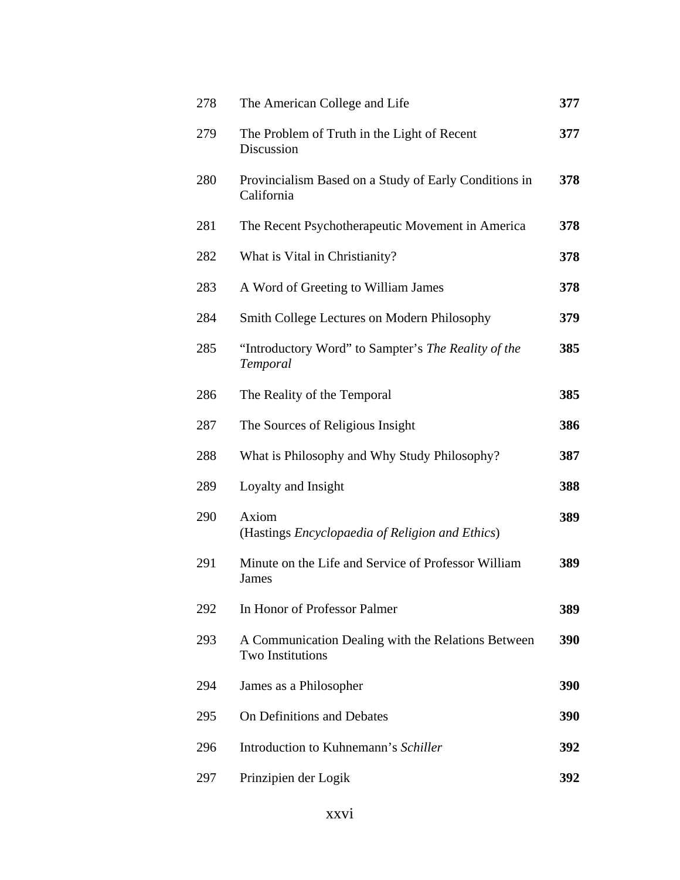| | | |
|---|---|---|
| 278 | The American College and Life | **377** |
| 279 | The Problem of Truth in the Light of Recent Discussion | **377** |
| 280 | Provincialism Based on a Study of Early Conditions in California | **378** |
| 281 | The Recent Psychotherapeutic Movement in America | **378** |
| 282 | What is Vital in Christianity? | **378** |
| 283 | A Word of Greeting to William James | **378** |
| 284 | Smith College Lectures on Modern Philosophy | **379** |
| 285 | "Introductory Word" to Sampter's *The Reality of the Temporal* | **385** |
| 286 | The Reality of the Temporal | **385** |
| 287 | The Sources of Religious Insight | **386** |
| 288 | What is Philosophy and Why Study Philosophy? | **387** |
| 289 | Loyalty and Insight | **388** |
| 290 | Axiom (Hastings *Encyclopaedia of Religion and Ethics*) | **389** |
| 291 | Minute on the Life and Service of Professor William James | **389** |
| 292 | In Honor of Professor Palmer | **389** |
| 293 | A Communication Dealing with the Relations Between Two Institutions | **390** |
| 294 | James as a Philosopher | **390** |
| 295 | On Definitions and Debates | **390** |
| 296 | Introduction to Kuhnemann's *Schiller* | **392** |
| 297 | Prinzipien der Logik | **392** |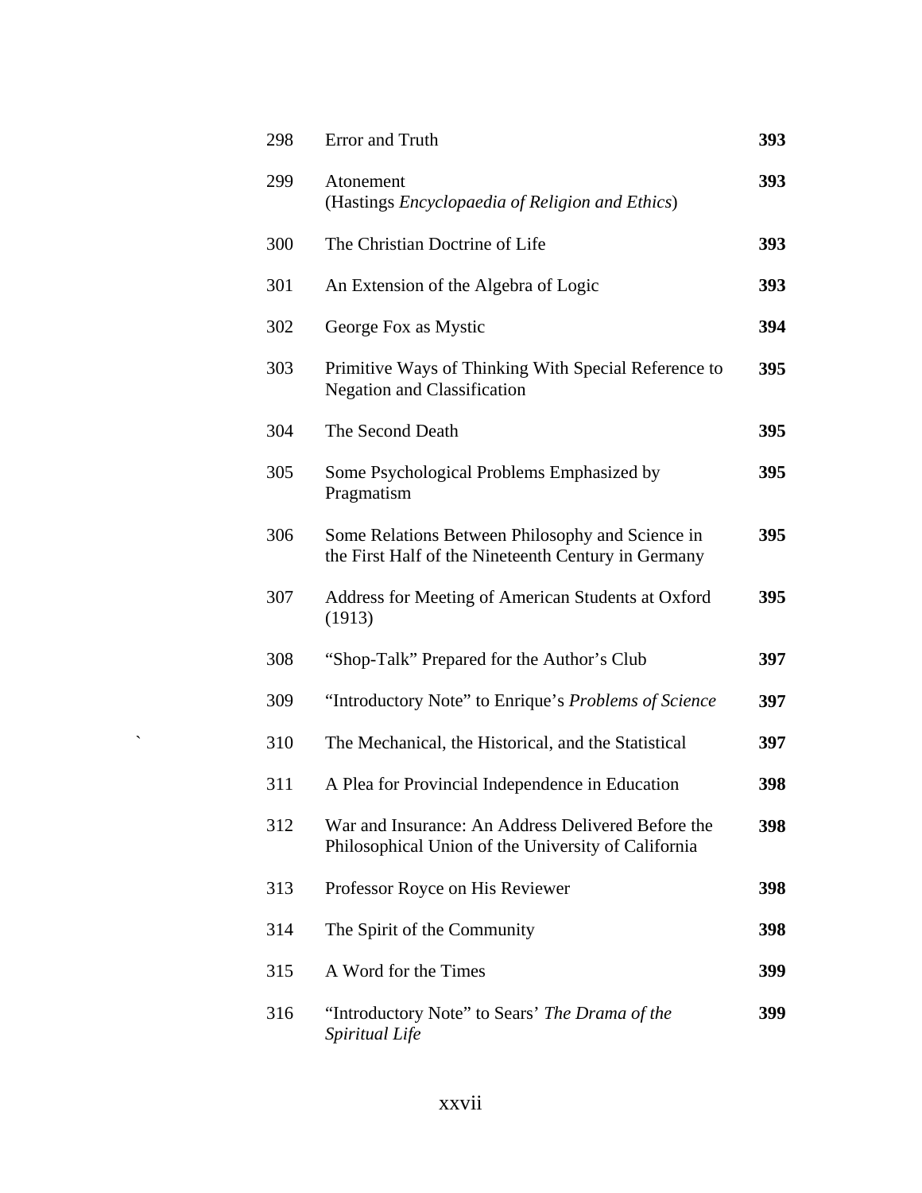| | | |
|---|---|---|
| 298 | Error and Truth | **393** |
| 299 | Atonement<br>(Hastings *Encyclopaedia of Religion and Ethics*) | **393** |
| 300 | The Christian Doctrine of Life | **393** |
| 301 | An Extension of the Algebra of Logic | **393** |
| 302 | George Fox as Mystic | **394** |
| 303 | Primitive Ways of Thinking With Special Reference to Negation and Classification | **395** |
| 304 | The Second Death | **395** |
| 305 | Some Psychological Problems Emphasized by Pragmatism | **395** |
| 306 | Some Relations Between Philosophy and Science in the First Half of the Nineteenth Century in Germany | **395** |
| 307 | Address for Meeting of American Students at Oxford (1913) | **395** |
| 308 | "Shop-Talk" Prepared for the Author's Club | **397** |
| 309 | "Introductory Note" to Enrique's *Problems of Science* | **397** |
| 310 | The Mechanical, the Historical, and the Statistical | **397** |
| 311 | A Plea for Provincial Independence in Education | **398** |
| 312 | War and Insurance: An Address Delivered Before the Philosophical Union of the University of California | **398** |
| 313 | Professor Royce on His Reviewer | **398** |
| 314 | The Spirit of the Community | **398** |
| 315 | A Word for the Times | **399** |
| 316 | "Introductory Note" to Sears' *The Drama of the Spiritual Life* | **399** |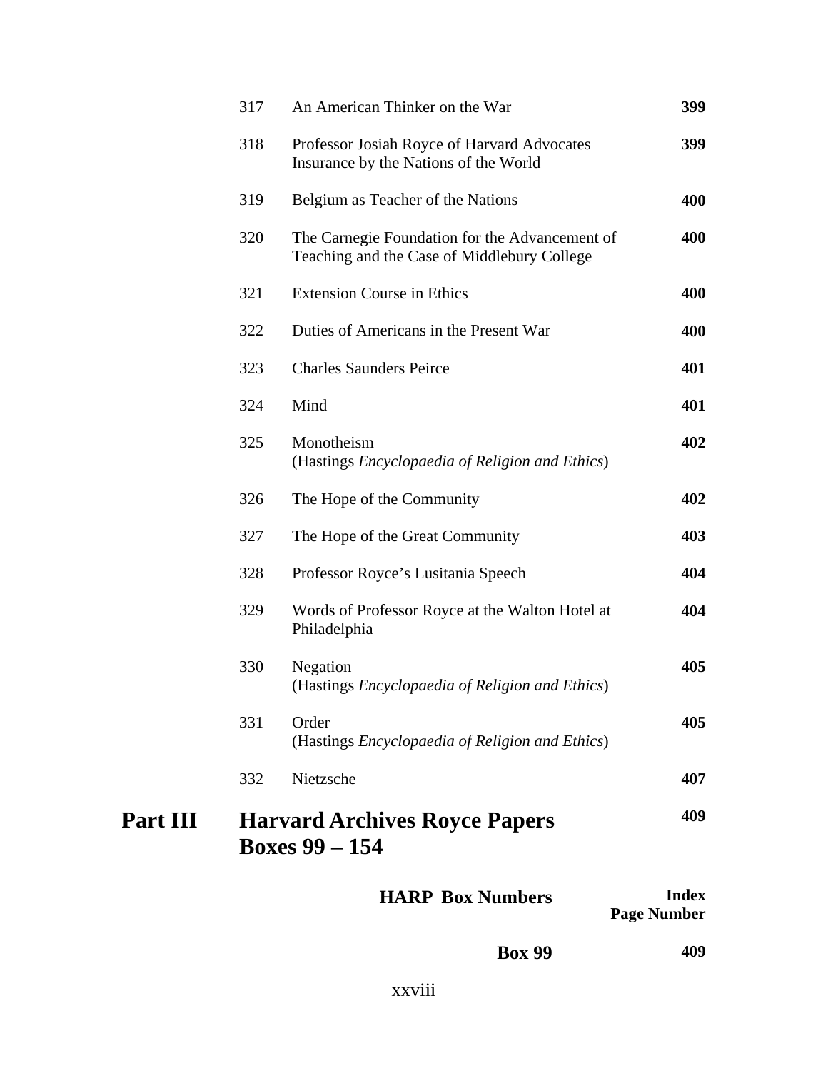| | | |
|---|---|---|
| 317 | An American Thinker on the War | **399** |
| 318 | Professor Josiah Royce of Harvard Advocates Insurance by the Nations of the World | **399** |
| 319 | Belgium as Teacher of the Nations | **400** |
| 320 | The Carnegie Foundation for the Advancement of Teaching and the Case of Middlebury College | **400** |
| 321 | Extension Course in Ethics | **400** |
| 322 | Duties of Americans in the Present War | **400** |
| 323 | Charles Saunders Peirce | **401** |
| 324 | Mind | **401** |
| 325 | Monotheism (Hastings *Encyclopaedia of Religion and Ethics*) | **402** |
| 326 | The Hope of the Community | **402** |
| 327 | The Hope of the Great Community | **403** |
| 328 | Professor Royce's Lusitania Speech | **404** |
| 329 | Words of Professor Royce at the Walton Hotel at Philadelphia | **404** |
| 330 | Negation (Hastings *Encyclopaedia of Religion and Ethics*) | **405** |
| 331 | Order (Hastings *Encyclopaedia of Religion and Ethics*) | **405** |
| 332 | Nietzsche | **407** |

## Part III Harvard Archives Royce Papers Boxes 99 – 154 — 409

| **HARP Box Numbers** | **Index Page Number** |
|---|---|
| **Box 99** | **409** |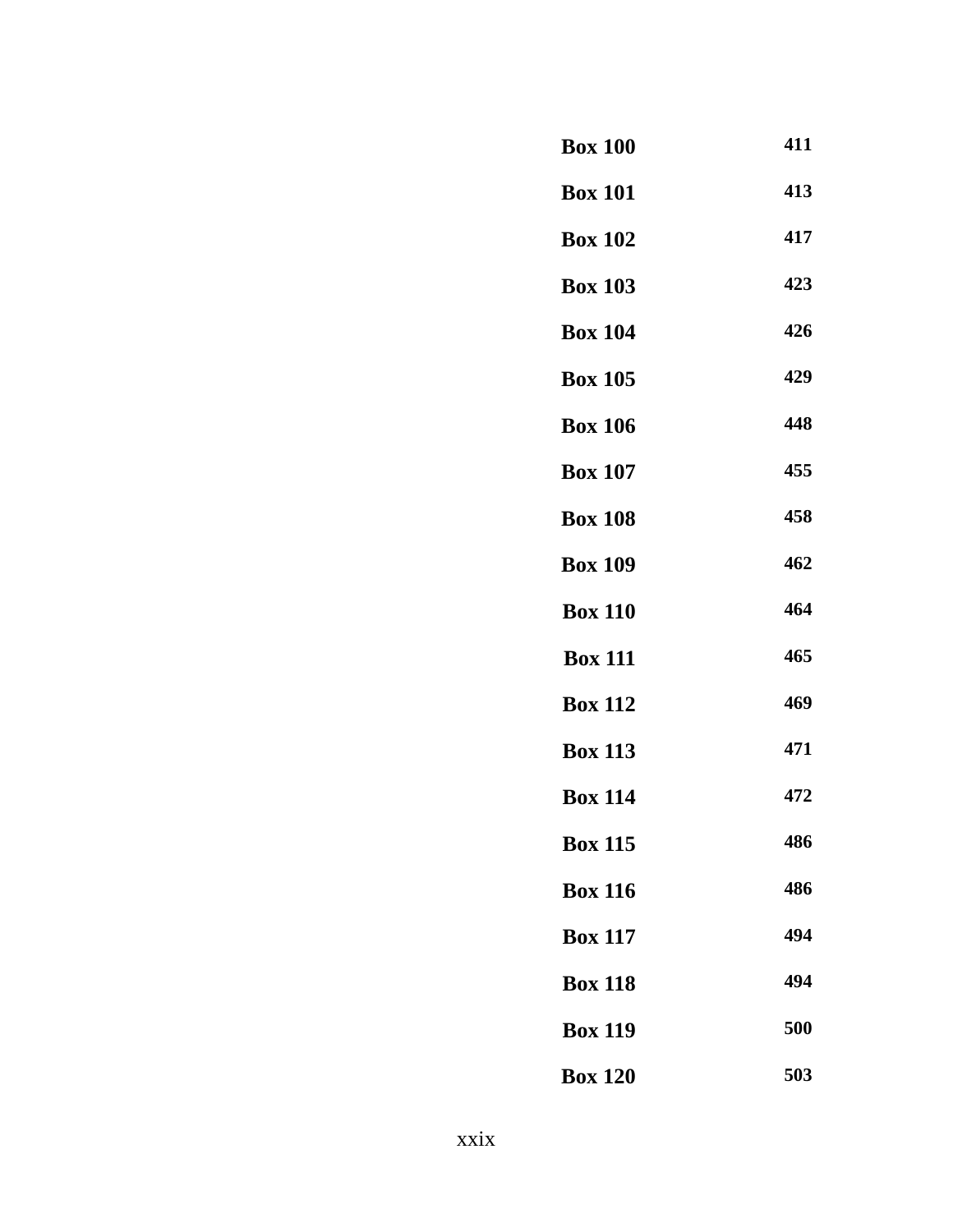| | |
|---|---|
| **Box 100** | **411** |
| **Box 101** | **413** |
| **Box 102** | **417** |
| **Box 103** | **423** |
| **Box 104** | **426** |
| **Box 105** | **429** |
| **Box 106** | **448** |
| **Box 107** | **455** |
| **Box 108** | **458** |
| **Box 109** | **462** |
| **Box 110** | **464** |
| **Box 111** | **465** |
| **Box 112** | **469** |
| **Box 113** | **471** |
| **Box 114** | **472** |
| **Box 115** | **486** |
| **Box 116** | **486** |
| **Box 117** | **494** |
| **Box 118** | **494** |
| **Box 119** | **500** |
| **Box 120** | **503** |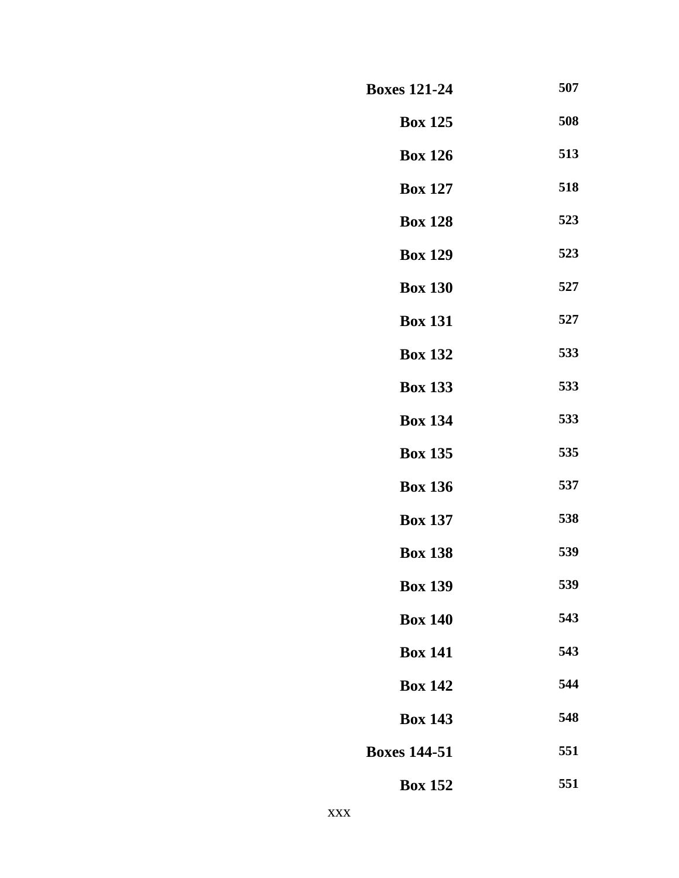| | |
|---|---|
| **Boxes 121-24** | **507** |
| **Box 125** | **508** |
| **Box 126** | **513** |
| **Box 127** | **518** |
| **Box 128** | **523** |
| **Box 129** | **523** |
| **Box 130** | **527** |
| **Box 131** | **527** |
| **Box 132** | **533** |
| **Box 133** | **533** |
| **Box 134** | **533** |
| **Box 135** | **535** |
| **Box 136** | **537** |
| **Box 137** | **538** |
| **Box 138** | **539** |
| **Box 139** | **539** |
| **Box 140** | **543** |
| **Box 141** | **543** |
| **Box 142** | **544** |
| **Box 143** | **548** |
| **Boxes 144-51** | **551** |
| **Box 152** | **551** |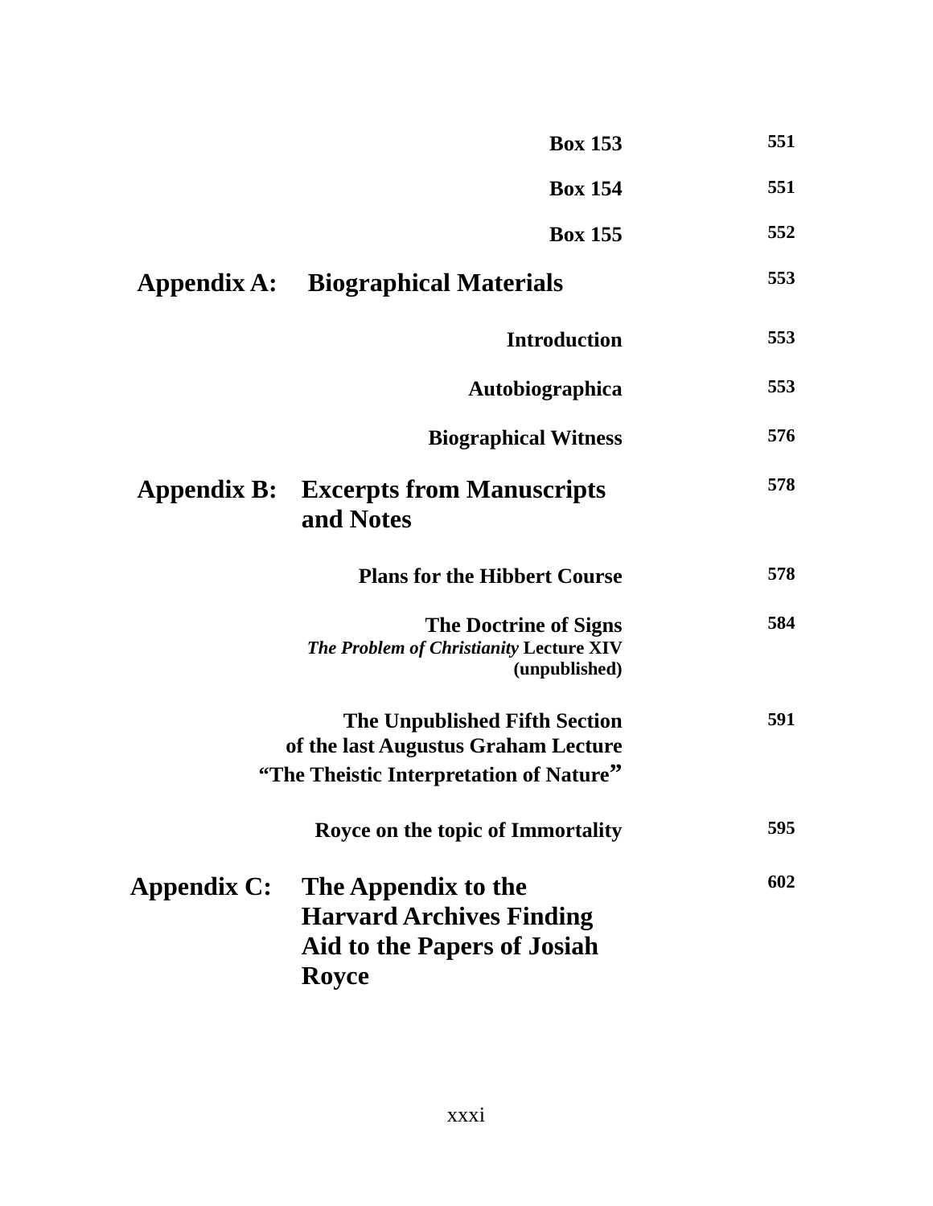| | | |
|---|---|---|
| | **Box 153** | **551** |
| | **Box 154** | **551** |
| | **Box 155** | **552** |
| **Appendix A:** | **Biographical Materials** | **553** |
| | **Introduction** | **553** |
| | **Autobiographica** | **553** |
| | **Biographical Witness** | **576** |
| **Appendix B:** | **Excerpts from Manuscripts and Notes** | **578** |
| | **Plans for the Hibbert Course** | **578** |
| | **The Doctrine of Signs** ***The Problem of Christianity*** **Lecture XIV (unpublished)** | **584** |
| | **The Unpublished Fifth Section of the last Augustus Graham Lecture "The Theistic Interpretation of Nature"** | **591** |
| | **Royce on the topic of Immortality** | **595** |
| **Appendix C:** | **The Appendix to the Harvard Archives Finding Aid to the Papers of Josiah Royce** | **602** |